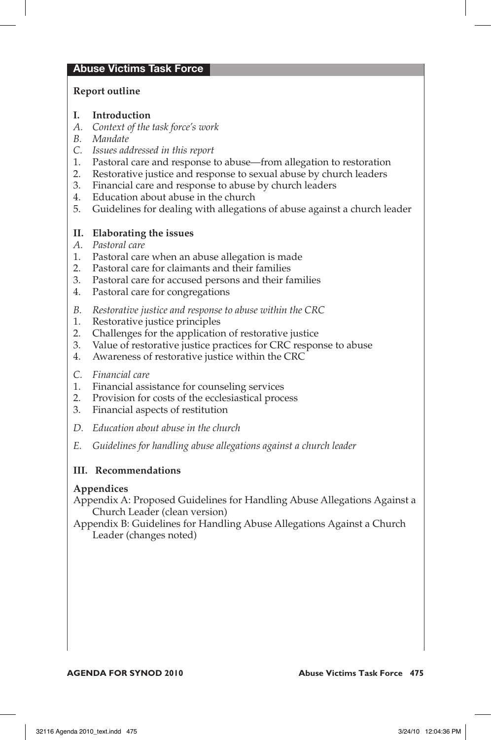## Abuse Victims Task Force

**Report outline**

**I. Introduction**

*A. Context of the task force's work*

*B. Mandate*

*C. Issues addressed in this report*

1. Pastoral care and response to abuse—from allegation to restoration
2. Restorative justice and response to sexual abuse by church leaders
3. Financial care and response to abuse by church leaders
4. Education about abuse in the church
5. Guidelines for dealing with allegations of abuse against a church leader

**II. Elaborating the issues**

*A. Pastoral care*

1. Pastoral care when an abuse allegation is made
2. Pastoral care for claimants and their families
3. Pastoral care for accused persons and their families
4. Pastoral care for congregations

*B. Restorative justice and response to abuse within the CRC*

1. Restorative justice principles
2. Challenges for the application of restorative justice
3. Value of restorative justice practices for CRC response to abuse
4. Awareness of restorative justice within the CRC

*C. Financial care*

1. Financial assistance for counseling services
2. Provision for costs of the ecclesiastical process
3. Financial aspects of restitution

*D. Education about abuse in the church*

*E. Guidelines for handling abuse allegations against a church leader*

**III. Recommendations**

**Appendices**

Appendix A: Proposed Guidelines for Handling Abuse Allegations Against a Church Leader (clean version)

Appendix B: Guidelines for Handling Abuse Allegations Against a Church Leader (changes noted)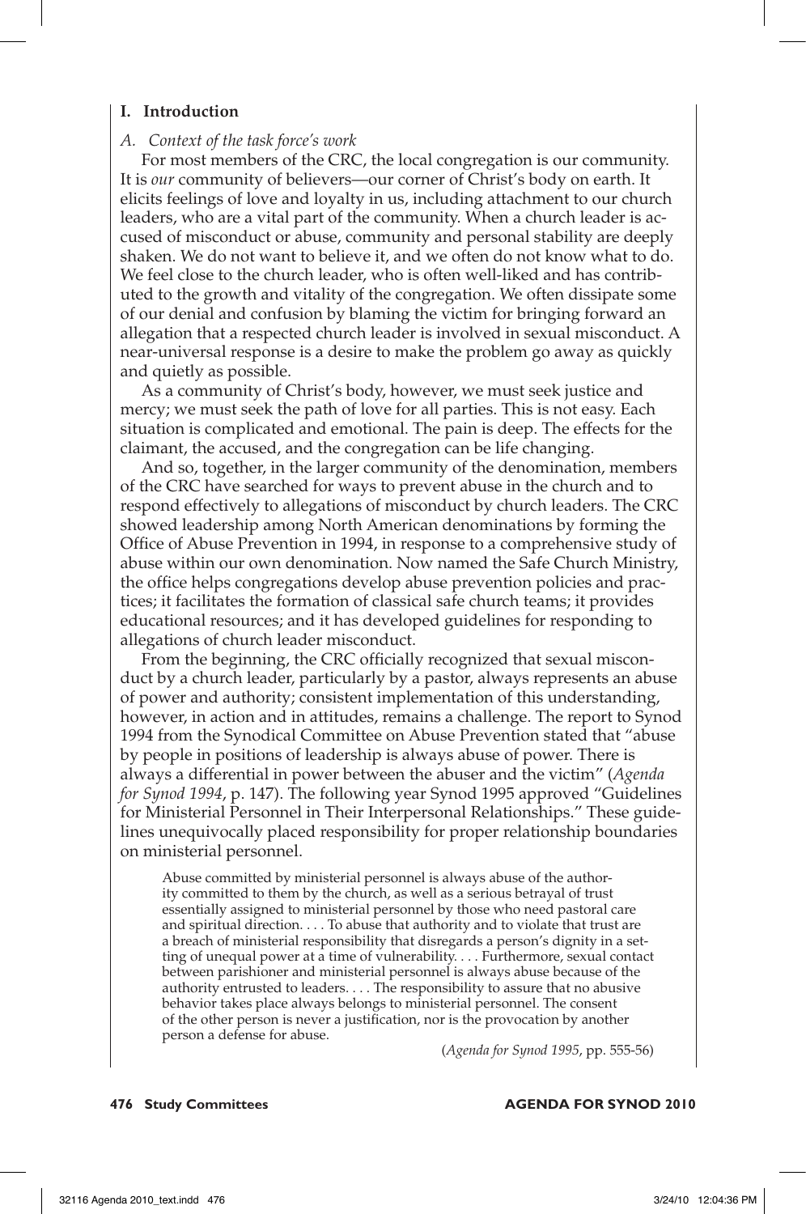## I. Introduction

### *A. Context of the task force's work*

For most members of the CRC, the local congregation is our community. It is *our* community of believers—our corner of Christ's body on earth. It elicits feelings of love and loyalty in us, including attachment to our church leaders, who are a vital part of the community. When a church leader is accused of misconduct or abuse, community and personal stability are deeply shaken. We do not want to believe it, and we often do not know what to do. We feel close to the church leader, who is often well-liked and has contributed to the growth and vitality of the congregation. We often dissipate some of our denial and confusion by blaming the victim for bringing forward an allegation that a respected church leader is involved in sexual misconduct. A near-universal response is a desire to make the problem go away as quickly and quietly as possible.

As a community of Christ's body, however, we must seek justice and mercy; we must seek the path of love for all parties. This is not easy. Each situation is complicated and emotional. The pain is deep. The effects for the claimant, the accused, and the congregation can be life changing.

And so, together, in the larger community of the denomination, members of the CRC have searched for ways to prevent abuse in the church and to respond effectively to allegations of misconduct by church leaders. The CRC showed leadership among North American denominations by forming the Office of Abuse Prevention in 1994, in response to a comprehensive study of abuse within our own denomination. Now named the Safe Church Ministry, the office helps congregations develop abuse prevention policies and practices; it facilitates the formation of classical safe church teams; it provides educational resources; and it has developed guidelines for responding to allegations of church leader misconduct.

From the beginning, the CRC officially recognized that sexual misconduct by a church leader, particularly by a pastor, always represents an abuse of power and authority; consistent implementation of this understanding, however, in action and in attitudes, remains a challenge. The report to Synod 1994 from the Synodical Committee on Abuse Prevention stated that "abuse by people in positions of leadership is always abuse of power. There is always a differential in power between the abuser and the victim" (*Agenda for Synod 1994*, p. 147). The following year Synod 1995 approved "Guidelines for Ministerial Personnel in Their Interpersonal Relationships." These guidelines unequivocally placed responsibility for proper relationship boundaries on ministerial personnel.

> Abuse committed by ministerial personnel is always abuse of the authority committed to them by the church, as well as a serious betrayal of trust essentially assigned to ministerial personnel by those who need pastoral care and spiritual direction. . . . To abuse that authority and to violate that trust are a breach of ministerial responsibility that disregards a person's dignity in a setting of unequal power at a time of vulnerability. . . . Furthermore, sexual contact between parishioner and ministerial personnel is always abuse because of the authority entrusted to leaders. . . . The responsibility to assure that no abusive behavior takes place always belongs to ministerial personnel. The consent of the other person is never a justification, nor is the provocation by another person a defense for abuse.
>
> (*Agenda for Synod 1995*, pp. 555-56)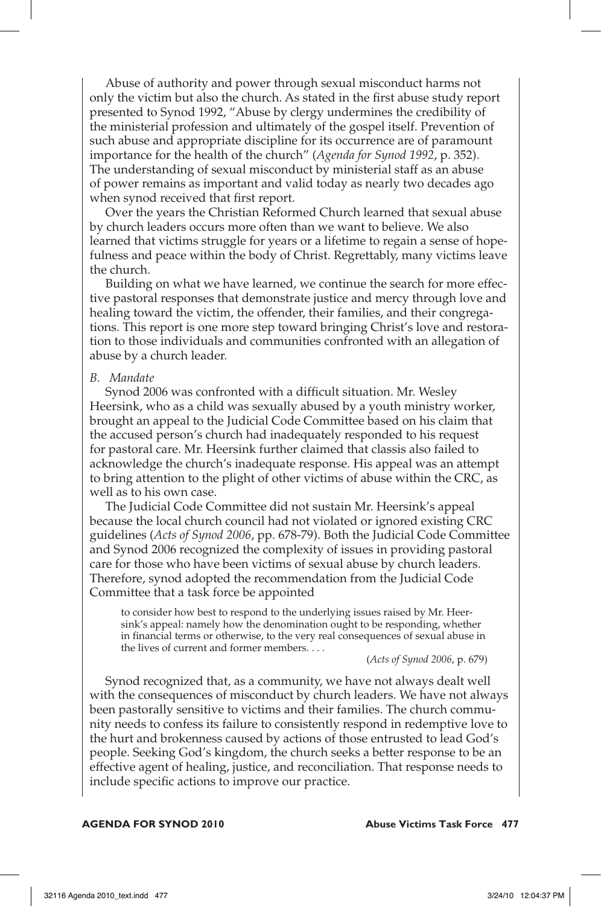Abuse of authority and power through sexual misconduct harms not only the victim but also the church. As stated in the first abuse study report presented to Synod 1992, "Abuse by clergy undermines the credibility of the ministerial profession and ultimately of the gospel itself. Prevention of such abuse and appropriate discipline for its occurrence are of paramount importance for the health of the church" (*Agenda for Synod 1992*, p. 352). The understanding of sexual misconduct by ministerial staff as an abuse of power remains as important and valid today as nearly two decades ago when synod received that first report.

Over the years the Christian Reformed Church learned that sexual abuse by church leaders occurs more often than we want to believe. We also learned that victims struggle for years or a lifetime to regain a sense of hopefulness and peace within the body of Christ. Regrettably, many victims leave the church.

Building on what we have learned, we continue the search for more effective pastoral responses that demonstrate justice and mercy through love and healing toward the victim, the offender, their families, and their congregations. This report is one more step toward bringing Christ's love and restoration to those individuals and communities confronted with an allegation of abuse by a church leader.

*B. Mandate*

Synod 2006 was confronted with a difficult situation. Mr. Wesley Heersink, who as a child was sexually abused by a youth ministry worker, brought an appeal to the Judicial Code Committee based on his claim that the accused person's church had inadequately responded to his request for pastoral care. Mr. Heersink further claimed that classis also failed to acknowledge the church's inadequate response. His appeal was an attempt to bring attention to the plight of other victims of abuse within the CRC, as well as to his own case.

The Judicial Code Committee did not sustain Mr. Heersink's appeal because the local church council had not violated or ignored existing CRC guidelines (*Acts of Synod 2006*, pp. 678-79). Both the Judicial Code Committee and Synod 2006 recognized the complexity of issues in providing pastoral care for those who have been victims of sexual abuse by church leaders. Therefore, synod adopted the recommendation from the Judicial Code Committee that a task force be appointed

> to consider how best to respond to the underlying issues raised by Mr. Heersink's appeal: namely how the denomination ought to be responding, whether in financial terms or otherwise, to the very real consequences of sexual abuse in the lives of current and former members. . . .
>
> (*Acts of Synod 2006*, p. 679)

Synod recognized that, as a community, we have not always dealt well with the consequences of misconduct by church leaders. We have not always been pastorally sensitive to victims and their families. The church community needs to confess its failure to consistently respond in redemptive love to the hurt and brokenness caused by actions of those entrusted to lead God's people. Seeking God's kingdom, the church seeks a better response to be an effective agent of healing, justice, and reconciliation. That response needs to include specific actions to improve our practice.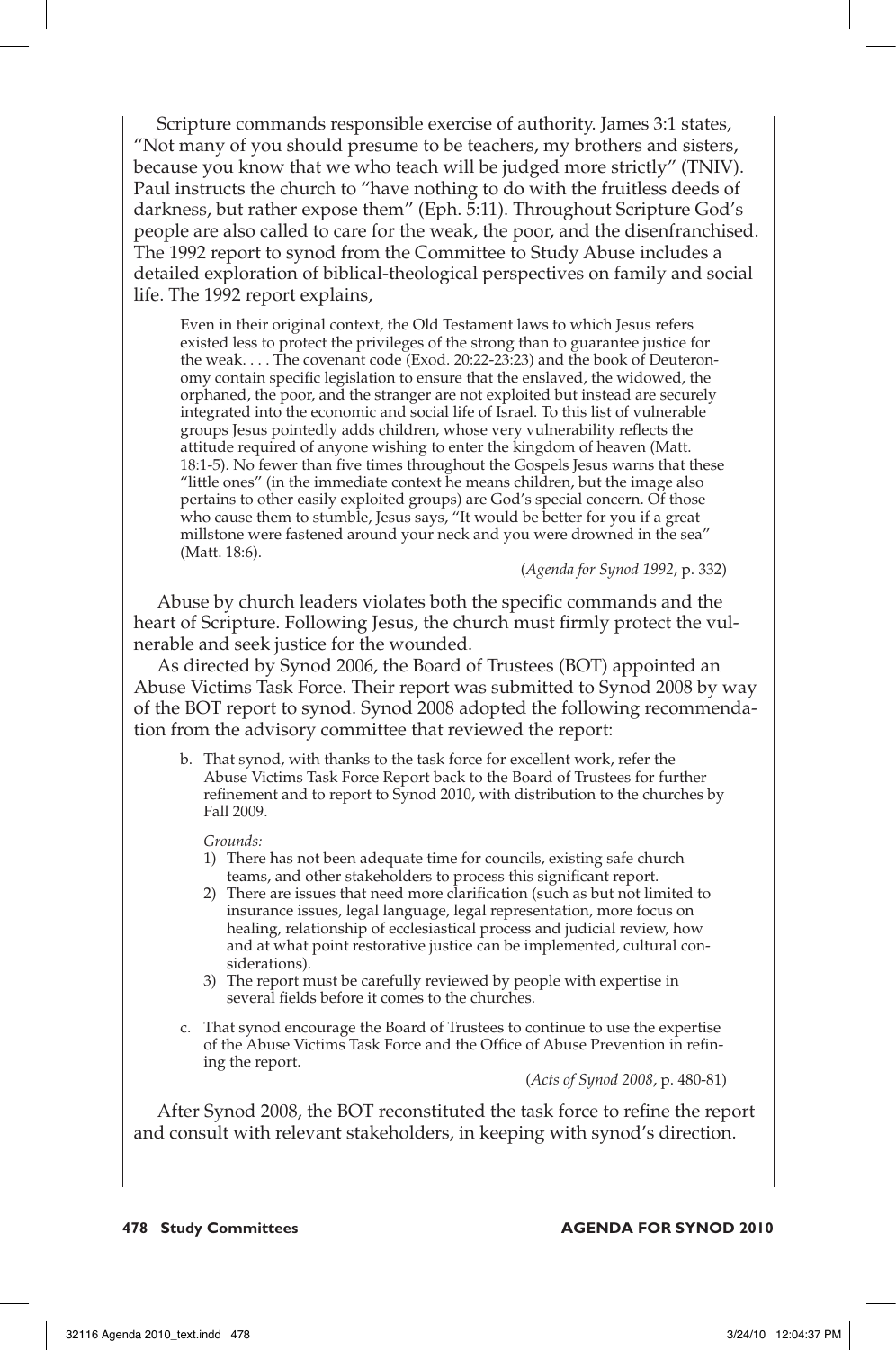Scripture commands responsible exercise of authority. James 3:1 states, "Not many of you should presume to be teachers, my brothers and sisters, because you know that we who teach will be judged more strictly" (TNIV). Paul instructs the church to "have nothing to do with the fruitless deeds of darkness, but rather expose them" (Eph. 5:11). Throughout Scripture God's people are also called to care for the weak, the poor, and the disenfranchised. The 1992 report to synod from the Committee to Study Abuse includes a detailed exploration of biblical-theological perspectives on family and social life. The 1992 report explains,

> Even in their original context, the Old Testament laws to which Jesus refers existed less to protect the privileges of the strong than to guarantee justice for the weak. . . . The covenant code (Exod. 20:22-23:23) and the book of Deuteronomy contain specific legislation to ensure that the enslaved, the widowed, the orphaned, the poor, and the stranger are not exploited but instead are securely integrated into the economic and social life of Israel. To this list of vulnerable groups Jesus pointedly adds children, whose very vulnerability reflects the attitude required of anyone wishing to enter the kingdom of heaven (Matt. 18:1-5). No fewer than five times throughout the Gospels Jesus warns that these "little ones" (in the immediate context he means children, but the image also pertains to other easily exploited groups) are God's special concern. Of those who cause them to stumble, Jesus says, "It would be better for you if a great millstone were fastened around your neck and you were drowned in the sea" (Matt. 18:6).
>
> (*Agenda for Synod 1992*, p. 332)

Abuse by church leaders violates both the specific commands and the heart of Scripture. Following Jesus, the church must firmly protect the vulnerable and seek justice for the wounded.

As directed by Synod 2006, the Board of Trustees (BOT) appointed an Abuse Victims Task Force. Their report was submitted to Synod 2008 by way of the BOT report to synod. Synod 2008 adopted the following recommendation from the advisory committee that reviewed the report:

> b. That synod, with thanks to the task force for excellent work, refer the Abuse Victims Task Force Report back to the Board of Trustees for further refinement and to report to Synod 2010, with distribution to the churches by Fall 2009.
>
> *Grounds:*
>
> 1) There has not been adequate time for councils, existing safe church teams, and other stakeholders to process this significant report.
> 2) There are issues that need more clarification (such as but not limited to insurance issues, legal language, legal representation, more focus on healing, relationship of ecclesiastical process and judicial review, how and at what point restorative justice can be implemented, cultural considerations).
> 3) The report must be carefully reviewed by people with expertise in several fields before it comes to the churches.
>
> c. That synod encourage the Board of Trustees to continue to use the expertise of the Abuse Victims Task Force and the Office of Abuse Prevention in refining the report.
>
> (*Acts of Synod 2008*, p. 480-81)

After Synod 2008, the BOT reconstituted the task force to refine the report and consult with relevant stakeholders, in keeping with synod's direction.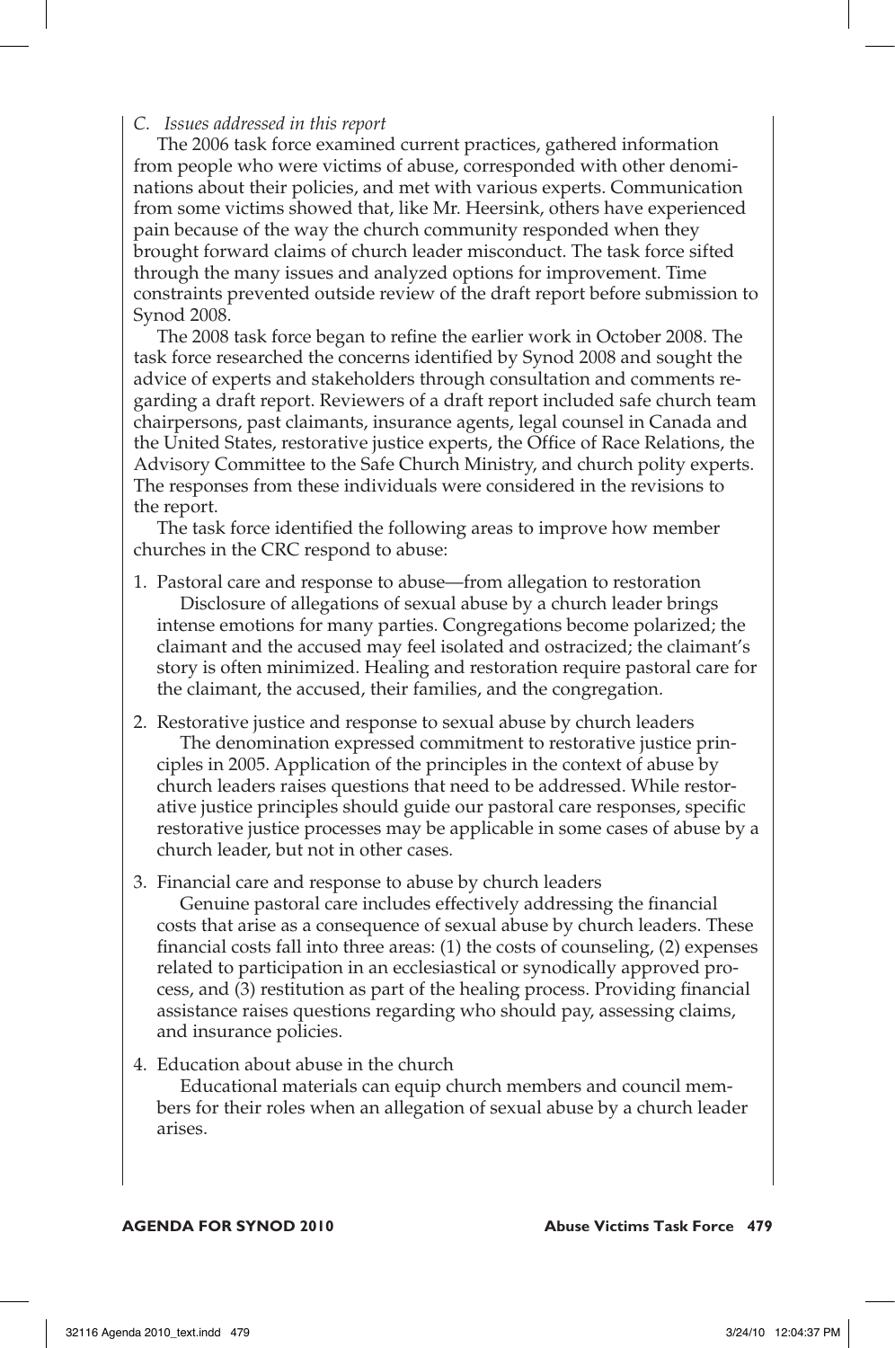*C. Issues addressed in this report*

The 2006 task force examined current practices, gathered information from people who were victims of abuse, corresponded with other denominations about their policies, and met with various experts. Communication from some victims showed that, like Mr. Heersink, others have experienced pain because of the way the church community responded when they brought forward claims of church leader misconduct. The task force sifted through the many issues and analyzed options for improvement. Time constraints prevented outside review of the draft report before submission to Synod 2008.

The 2008 task force began to refine the earlier work in October 2008. The task force researched the concerns identified by Synod 2008 and sought the advice of experts and stakeholders through consultation and comments regarding a draft report. Reviewers of a draft report included safe church team chairpersons, past claimants, insurance agents, legal counsel in Canada and the United States, restorative justice experts, the Office of Race Relations, the Advisory Committee to the Safe Church Ministry, and church polity experts. The responses from these individuals were considered in the revisions to the report.

The task force identified the following areas to improve how member churches in the CRC respond to abuse:

1. Pastoral care and response to abuse—from allegation to restoration

   Disclosure of allegations of sexual abuse by a church leader brings intense emotions for many parties. Congregations become polarized; the claimant and the accused may feel isolated and ostracized; the claimant's story is often minimized. Healing and restoration require pastoral care for the claimant, the accused, their families, and the congregation.

2. Restorative justice and response to sexual abuse by church leaders

   The denomination expressed commitment to restorative justice principles in 2005. Application of the principles in the context of abuse by church leaders raises questions that need to be addressed. While restorative justice principles should guide our pastoral care responses, specific restorative justice processes may be applicable in some cases of abuse by a church leader, but not in other cases.

3. Financial care and response to abuse by church leaders

   Genuine pastoral care includes effectively addressing the financial costs that arise as a consequence of sexual abuse by church leaders. These financial costs fall into three areas: (1) the costs of counseling, (2) expenses related to participation in an ecclesiastical or synodically approved process, and (3) restitution as part of the healing process. Providing financial assistance raises questions regarding who should pay, assessing claims, and insurance policies.

4. Education about abuse in the church

   Educational materials can equip church members and council members for their roles when an allegation of sexual abuse by a church leader arises.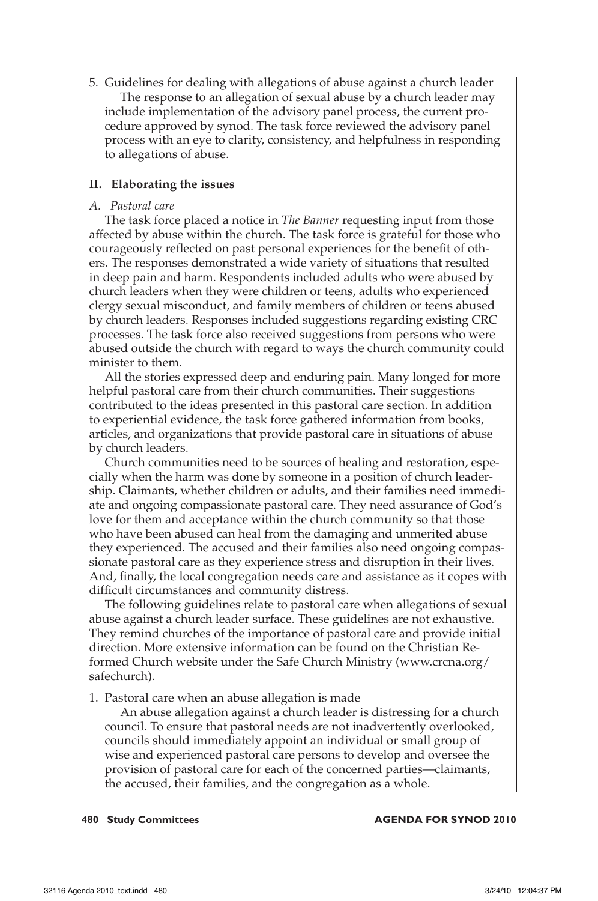5. Guidelines for dealing with allegations of abuse against a church leader

   The response to an allegation of sexual abuse by a church leader may include implementation of the advisory panel process, the current procedure approved by synod. The task force reviewed the advisory panel process with an eye to clarity, consistency, and helpfulness in responding to allegations of abuse.

## II. Elaborating the issues

### *A. Pastoral care*

The task force placed a notice in *The Banner* requesting input from those affected by abuse within the church. The task force is grateful for those who courageously reflected on past personal experiences for the benefit of others. The responses demonstrated a wide variety of situations that resulted in deep pain and harm. Respondents included adults who were abused by church leaders when they were children or teens, adults who experienced clergy sexual misconduct, and family members of children or teens abused by church leaders. Responses included suggestions regarding existing CRC processes. The task force also received suggestions from persons who were abused outside the church with regard to ways the church community could minister to them.

All the stories expressed deep and enduring pain. Many longed for more helpful pastoral care from their church communities. Their suggestions contributed to the ideas presented in this pastoral care section. In addition to experiential evidence, the task force gathered information from books, articles, and organizations that provide pastoral care in situations of abuse by church leaders.

Church communities need to be sources of healing and restoration, especially when the harm was done by someone in a position of church leadership. Claimants, whether children or adults, and their families need immediate and ongoing compassionate pastoral care. They need assurance of God's love for them and acceptance within the church community so that those who have been abused can heal from the damaging and unmerited abuse they experienced. The accused and their families also need ongoing compassionate pastoral care as they experience stress and disruption in their lives. And, finally, the local congregation needs care and assistance as it copes with difficult circumstances and community distress.

The following guidelines relate to pastoral care when allegations of sexual abuse against a church leader surface. These guidelines are not exhaustive. They remind churches of the importance of pastoral care and provide initial direction. More extensive information can be found on the Christian Reformed Church website under the Safe Church Ministry (www.crcna.org/safechurch).

1. Pastoral care when an abuse allegation is made

   An abuse allegation against a church leader is distressing for a church council. To ensure that pastoral needs are not inadvertently overlooked, councils should immediately appoint an individual or small group of wise and experienced pastoral care persons to develop and oversee the provision of pastoral care for each of the concerned parties—claimants, the accused, their families, and the congregation as a whole.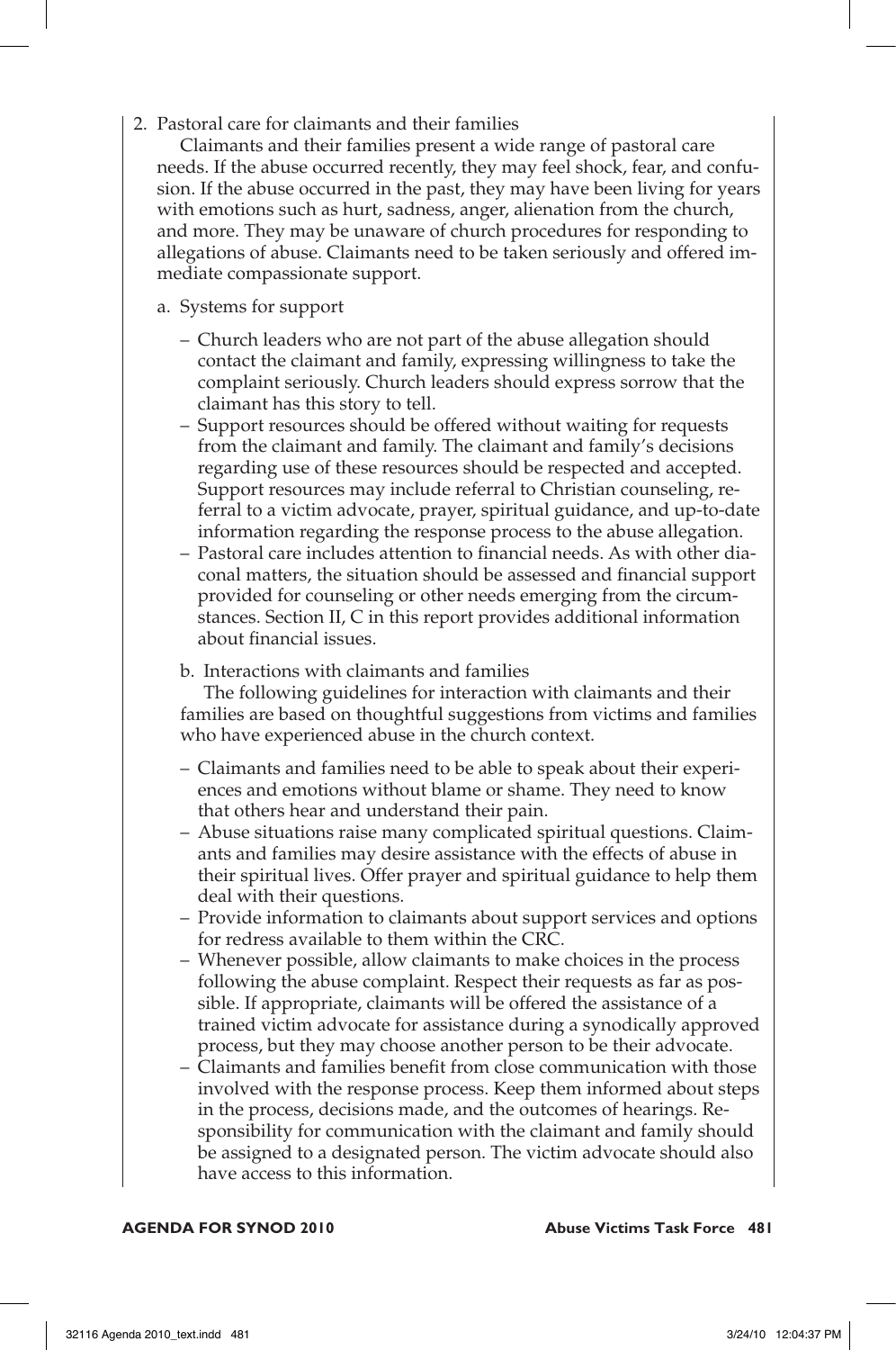2. Pastoral care for claimants and their families

Claimants and their families present a wide range of pastoral care needs. If the abuse occurred recently, they may feel shock, fear, and confusion. If the abuse occurred in the past, they may have been living for years with emotions such as hurt, sadness, anger, alienation from the church, and more. They may be unaware of church procedures for responding to allegations of abuse. Claimants need to be taken seriously and offered immediate compassionate support.

a. Systems for support

– Church leaders who are not part of the abuse allegation should contact the claimant and family, expressing willingness to take the complaint seriously. Church leaders should express sorrow that the claimant has this story to tell.

– Support resources should be offered without waiting for requests from the claimant and family. The claimant and family's decisions regarding use of these resources should be respected and accepted. Support resources may include referral to Christian counseling, referral to a victim advocate, prayer, spiritual guidance, and up-to-date information regarding the response process to the abuse allegation.

– Pastoral care includes attention to financial needs. As with other diaconal matters, the situation should be assessed and financial support provided for counseling or other needs emerging from the circumstances. Section II, C in this report provides additional information about financial issues.

b. Interactions with claimants and families

The following guidelines for interaction with claimants and their families are based on thoughtful suggestions from victims and families who have experienced abuse in the church context.

– Claimants and families need to be able to speak about their experiences and emotions without blame or shame. They need to know that others hear and understand their pain.

– Abuse situations raise many complicated spiritual questions. Claimants and families may desire assistance with the effects of abuse in their spiritual lives. Offer prayer and spiritual guidance to help them deal with their questions.

– Provide information to claimants about support services and options for redress available to them within the CRC.

– Whenever possible, allow claimants to make choices in the process following the abuse complaint. Respect their requests as far as possible. If appropriate, claimants will be offered the assistance of a trained victim advocate for assistance during a synodically approved process, but they may choose another person to be their advocate.

– Claimants and families benefit from close communication with those involved with the response process. Keep them informed about steps in the process, decisions made, and the outcomes of hearings. Responsibility for communication with the claimant and family should be assigned to a designated person. The victim advocate should also have access to this information.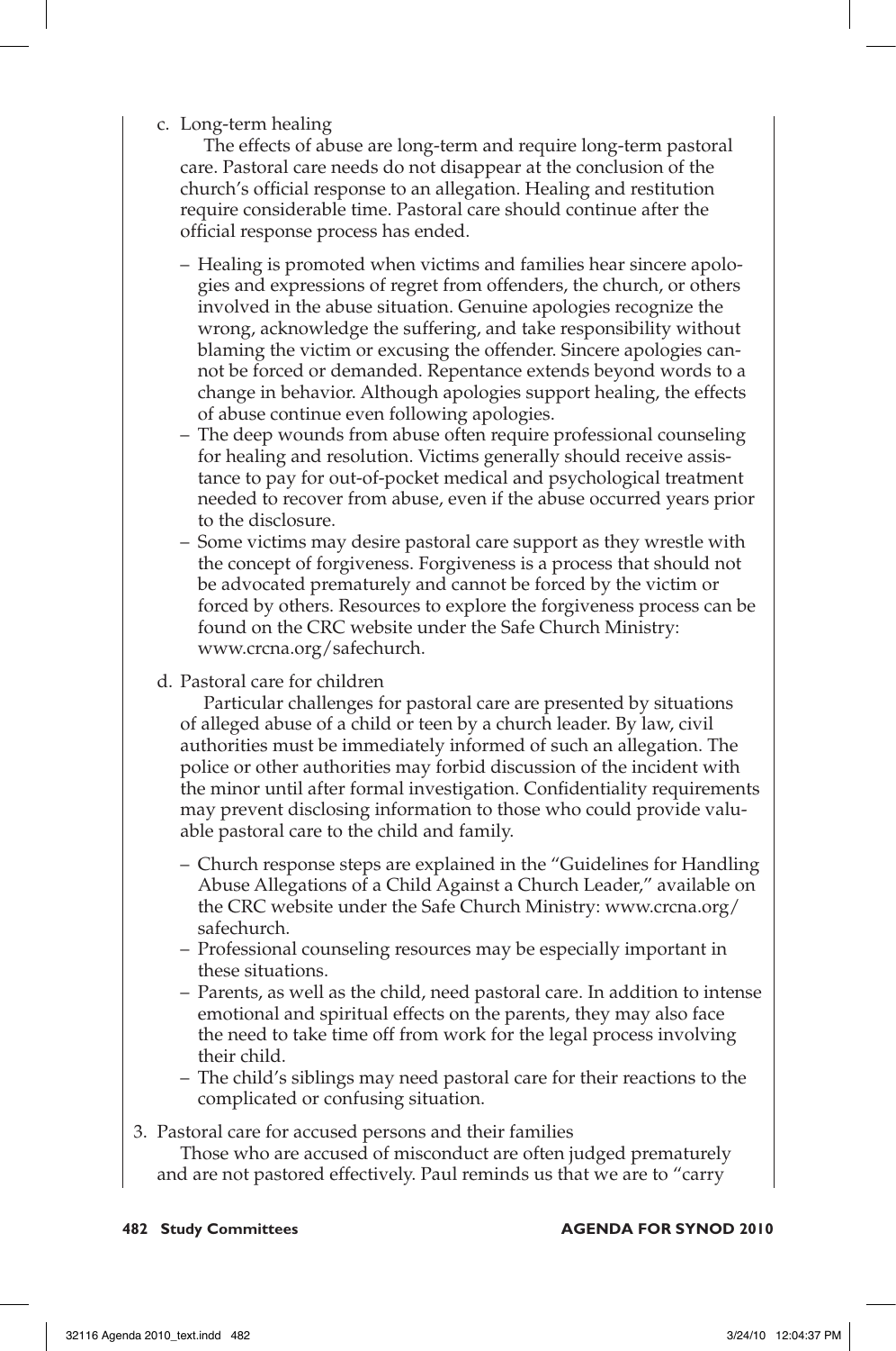c. Long-term healing

The effects of abuse are long-term and require long-term pastoral care. Pastoral care needs do not disappear at the conclusion of the church's official response to an allegation. Healing and restitution require considerable time. Pastoral care should continue after the official response process has ended.

– Healing is promoted when victims and families hear sincere apologies and expressions of regret from offenders, the church, or others involved in the abuse situation. Genuine apologies recognize the wrong, acknowledge the suffering, and take responsibility without blaming the victim or excusing the offender. Sincere apologies cannot be forced or demanded. Repentance extends beyond words to a change in behavior. Although apologies support healing, the effects of abuse continue even following apologies.
– The deep wounds from abuse often require professional counseling for healing and resolution. Victims generally should receive assistance to pay for out-of-pocket medical and psychological treatment needed to recover from abuse, even if the abuse occurred years prior to the disclosure.
– Some victims may desire pastoral care support as they wrestle with the concept of forgiveness. Forgiveness is a process that should not be advocated prematurely and cannot be forced by the victim or forced by others. Resources to explore the forgiveness process can be found on the CRC website under the Safe Church Ministry: www.crcna.org/safechurch.

d. Pastoral care for children

Particular challenges for pastoral care are presented by situations of alleged abuse of a child or teen by a church leader. By law, civil authorities must be immediately informed of such an allegation. The police or other authorities may forbid discussion of the incident with the minor until after formal investigation. Confidentiality requirements may prevent disclosing information to those who could provide valuable pastoral care to the child and family.

– Church response steps are explained in the "Guidelines for Handling Abuse Allegations of a Child Against a Church Leader," available on the CRC website under the Safe Church Ministry: www.crcna.org/safechurch.
– Professional counseling resources may be especially important in these situations.
– Parents, as well as the child, need pastoral care. In addition to intense emotional and spiritual effects on the parents, they may also face the need to take time off from work for the legal process involving their child.
– The child's siblings may need pastoral care for their reactions to the complicated or confusing situation.

3. Pastoral care for accused persons and their families

Those who are accused of misconduct are often judged prematurely and are not pastored effectively. Paul reminds us that we are to "carry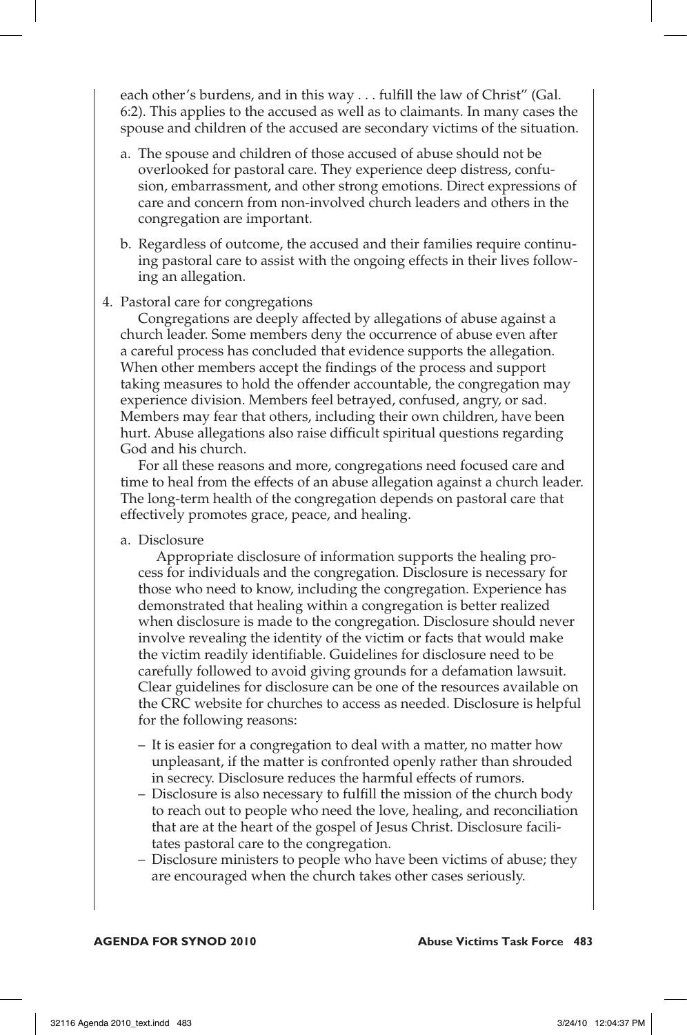each other's burdens, and in this way . . . fulfill the law of Christ" (Gal. 6:2). This applies to the accused as well as to claimants. In many cases the spouse and children of the accused are secondary victims of the situation.

a. The spouse and children of those accused of abuse should not be overlooked for pastoral care. They experience deep distress, confusion, embarrassment, and other strong emotions. Direct expressions of care and concern from non-involved church leaders and others in the congregation are important.

b. Regardless of outcome, the accused and their families require continuing pastoral care to assist with the ongoing effects in their lives following an allegation.

4. Pastoral care for congregations

Congregations are deeply affected by allegations of abuse against a church leader. Some members deny the occurrence of abuse even after a careful process has concluded that evidence supports the allegation. When other members accept the findings of the process and support taking measures to hold the offender accountable, the congregation may experience division. Members feel betrayed, confused, angry, or sad. Members may fear that others, including their own children, have been hurt. Abuse allegations also raise difficult spiritual questions regarding God and his church.

For all these reasons and more, congregations need focused care and time to heal from the effects of an abuse allegation against a church leader. The long-term health of the congregation depends on pastoral care that effectively promotes grace, peace, and healing.

a. Disclosure

Appropriate disclosure of information supports the healing process for individuals and the congregation. Disclosure is necessary for those who need to know, including the congregation. Experience has demonstrated that healing within a congregation is better realized when disclosure is made to the congregation. Disclosure should never involve revealing the identity of the victim or facts that would make the victim readily identifiable. Guidelines for disclosure need to be carefully followed to avoid giving grounds for a defamation lawsuit. Clear guidelines for disclosure can be one of the resources available on the CRC website for churches to access as needed. Disclosure is helpful for the following reasons:

- It is easier for a congregation to deal with a matter, no matter how unpleasant, if the matter is confronted openly rather than shrouded in secrecy. Disclosure reduces the harmful effects of rumors.
- Disclosure is also necessary to fulfill the mission of the church body to reach out to people who need the love, healing, and reconciliation that are at the heart of the gospel of Jesus Christ. Disclosure facilitates pastoral care to the congregation.
- Disclosure ministers to people who have been victims of abuse; they are encouraged when the church takes other cases seriously.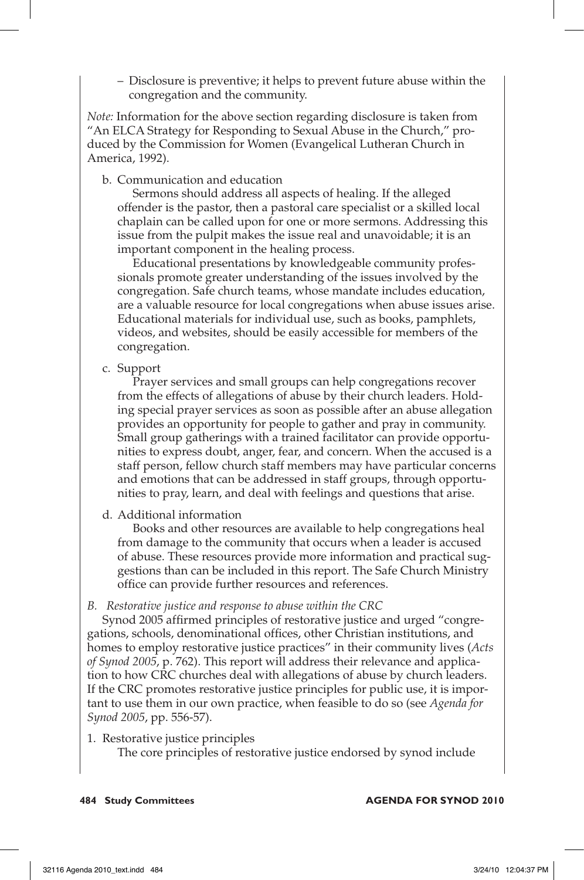– Disclosure is preventive; it helps to prevent future abuse within the congregation and the community.

*Note:* Information for the above section regarding disclosure is taken from "An ELCA Strategy for Responding to Sexual Abuse in the Church," produced by the Commission for Women (Evangelical Lutheran Church in America, 1992).

b. Communication and education

Sermons should address all aspects of healing. If the alleged offender is the pastor, then a pastoral care specialist or a skilled local chaplain can be called upon for one or more sermons. Addressing this issue from the pulpit makes the issue real and unavoidable; it is an important component in the healing process.

Educational presentations by knowledgeable community professionals promote greater understanding of the issues involved by the congregation. Safe church teams, whose mandate includes education, are a valuable resource for local congregations when abuse issues arise. Educational materials for individual use, such as books, pamphlets, videos, and websites, should be easily accessible for members of the congregation.

c. Support

Prayer services and small groups can help congregations recover from the effects of allegations of abuse by their church leaders. Holding special prayer services as soon as possible after an abuse allegation provides an opportunity for people to gather and pray in community. Small group gatherings with a trained facilitator can provide opportunities to express doubt, anger, fear, and concern. When the accused is a staff person, fellow church staff members may have particular concerns and emotions that can be addressed in staff groups, through opportunities to pray, learn, and deal with feelings and questions that arise.

d. Additional information

Books and other resources are available to help congregations heal from damage to the community that occurs when a leader is accused of abuse. These resources provide more information and practical suggestions than can be included in this report. The Safe Church Ministry office can provide further resources and references.

*B. Restorative justice and response to abuse within the CRC*

Synod 2005 affirmed principles of restorative justice and urged "congregations, schools, denominational offices, other Christian institutions, and homes to employ restorative justice practices" in their community lives (*Acts of Synod 2005*, p. 762). This report will address their relevance and application to how CRC churches deal with allegations of abuse by church leaders. If the CRC promotes restorative justice principles for public use, it is important to use them in our own practice, when feasible to do so (see *Agenda for Synod 2005*, pp. 556-57).

1. Restorative justice principles

The core principles of restorative justice endorsed by synod include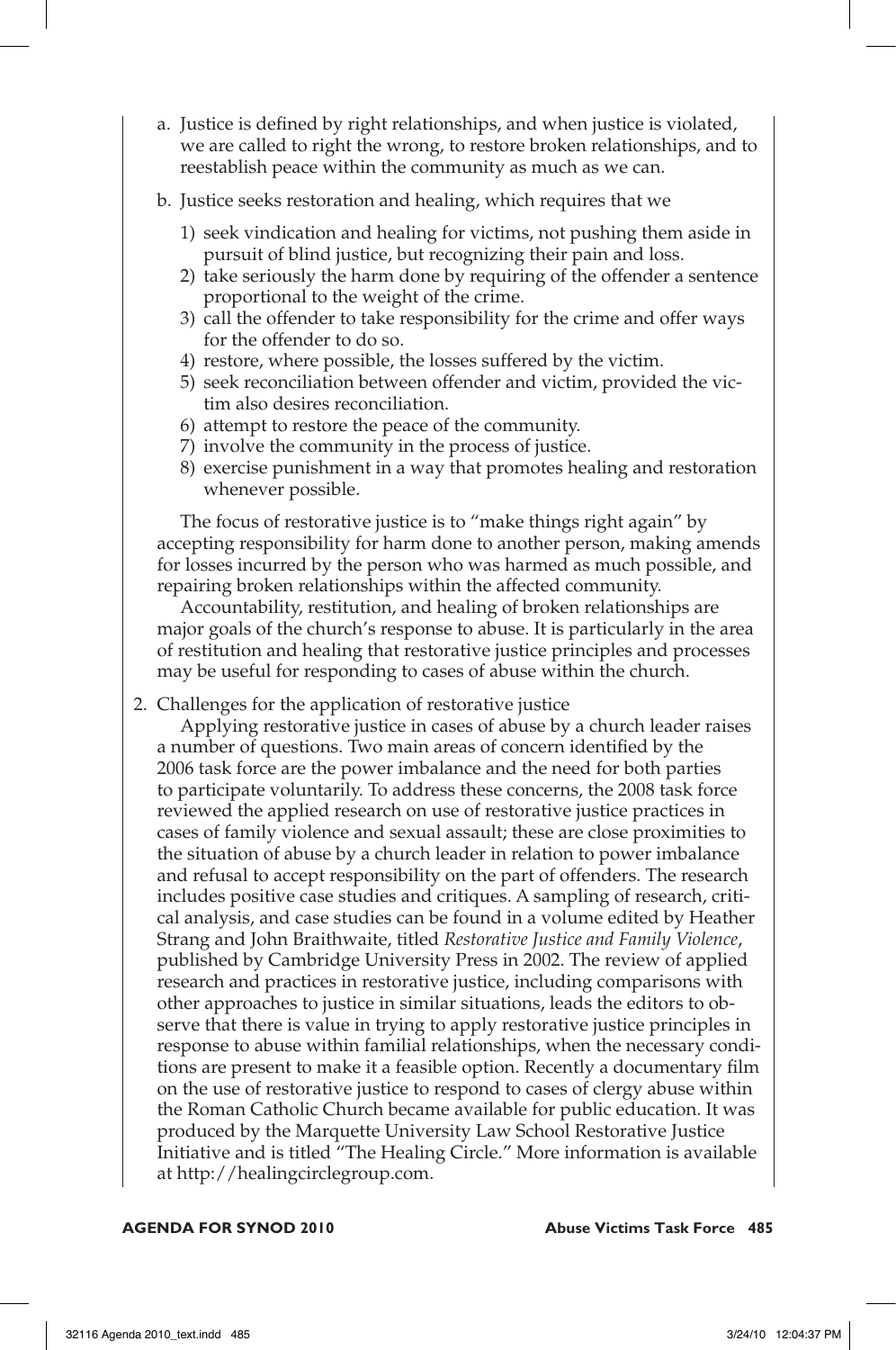a. Justice is defined by right relationships, and when justice is violated, we are called to right the wrong, to restore broken relationships, and to reestablish peace within the community as much as we can.

b. Justice seeks restoration and healing, which requires that we

   1) seek vindication and healing for victims, not pushing them aside in pursuit of blind justice, but recognizing their pain and loss.
   2) take seriously the harm done by requiring of the offender a sentence proportional to the weight of the crime.
   3) call the offender to take responsibility for the crime and offer ways for the offender to do so.
   4) restore, where possible, the losses suffered by the victim.
   5) seek reconciliation between offender and victim, provided the victim also desires reconciliation.
   6) attempt to restore the peace of the community.
   7) involve the community in the process of justice.
   8) exercise punishment in a way that promotes healing and restoration whenever possible.

The focus of restorative justice is to "make things right again" by accepting responsibility for harm done to another person, making amends for losses incurred by the person who was harmed as much possible, and repairing broken relationships within the affected community.

Accountability, restitution, and healing of broken relationships are major goals of the church's response to abuse. It is particularly in the area of restitution and healing that restorative justice principles and processes may be useful for responding to cases of abuse within the church.

2. Challenges for the application of restorative justice

Applying restorative justice in cases of abuse by a church leader raises a number of questions. Two main areas of concern identified by the 2006 task force are the power imbalance and the need for both parties to participate voluntarily. To address these concerns, the 2008 task force reviewed the applied research on use of restorative justice practices in cases of family violence and sexual assault; these are close proximities to the situation of abuse by a church leader in relation to power imbalance and refusal to accept responsibility on the part of offenders. The research includes positive case studies and critiques. A sampling of research, critical analysis, and case studies can be found in a volume edited by Heather Strang and John Braithwaite, titled *Restorative Justice and Family Violence*, published by Cambridge University Press in 2002. The review of applied research and practices in restorative justice, including comparisons with other approaches to justice in similar situations, leads the editors to observe that there is value in trying to apply restorative justice principles in response to abuse within familial relationships, when the necessary conditions are present to make it a feasible option. Recently a documentary film on the use of restorative justice to respond to cases of clergy abuse within the Roman Catholic Church became available for public education. It was produced by the Marquette University Law School Restorative Justice Initiative and is titled "The Healing Circle." More information is available at http://healingcirclegroup.com.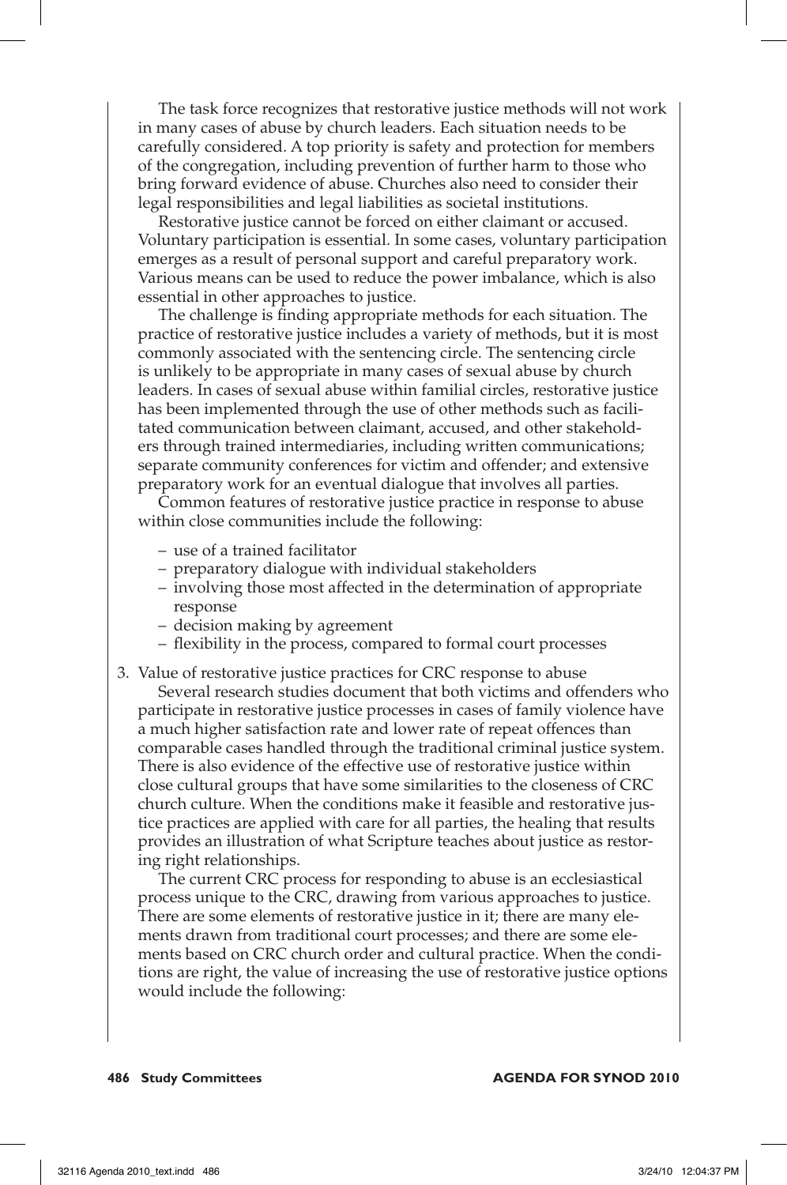The task force recognizes that restorative justice methods will not work in many cases of abuse by church leaders. Each situation needs to be carefully considered. A top priority is safety and protection for members of the congregation, including prevention of further harm to those who bring forward evidence of abuse. Churches also need to consider their legal responsibilities and legal liabilities as societal institutions.

Restorative justice cannot be forced on either claimant or accused. Voluntary participation is essential. In some cases, voluntary participation emerges as a result of personal support and careful preparatory work. Various means can be used to reduce the power imbalance, which is also essential in other approaches to justice.

The challenge is finding appropriate methods for each situation. The practice of restorative justice includes a variety of methods, but it is most commonly associated with the sentencing circle. The sentencing circle is unlikely to be appropriate in many cases of sexual abuse by church leaders. In cases of sexual abuse within familial circles, restorative justice has been implemented through the use of other methods such as facilitated communication between claimant, accused, and other stakeholders through trained intermediaries, including written communications; separate community conferences for victim and offender; and extensive preparatory work for an eventual dialogue that involves all parties.

Common features of restorative justice practice in response to abuse within close communities include the following:

- use of a trained facilitator
- preparatory dialogue with individual stakeholders
- involving those most affected in the determination of appropriate response
- decision making by agreement
- flexibility in the process, compared to formal court processes

3. Value of restorative justice practices for CRC response to abuse

Several research studies document that both victims and offenders who participate in restorative justice processes in cases of family violence have a much higher satisfaction rate and lower rate of repeat offences than comparable cases handled through the traditional criminal justice system. There is also evidence of the effective use of restorative justice within close cultural groups that have some similarities to the closeness of CRC church culture. When the conditions make it feasible and restorative justice practices are applied with care for all parties, the healing that results provides an illustration of what Scripture teaches about justice as restoring right relationships.

The current CRC process for responding to abuse is an ecclesiastical process unique to the CRC, drawing from various approaches to justice. There are some elements of restorative justice in it; there are many elements drawn from traditional court processes; and there are some elements based on CRC church order and cultural practice. When the conditions are right, the value of increasing the use of restorative justice options would include the following: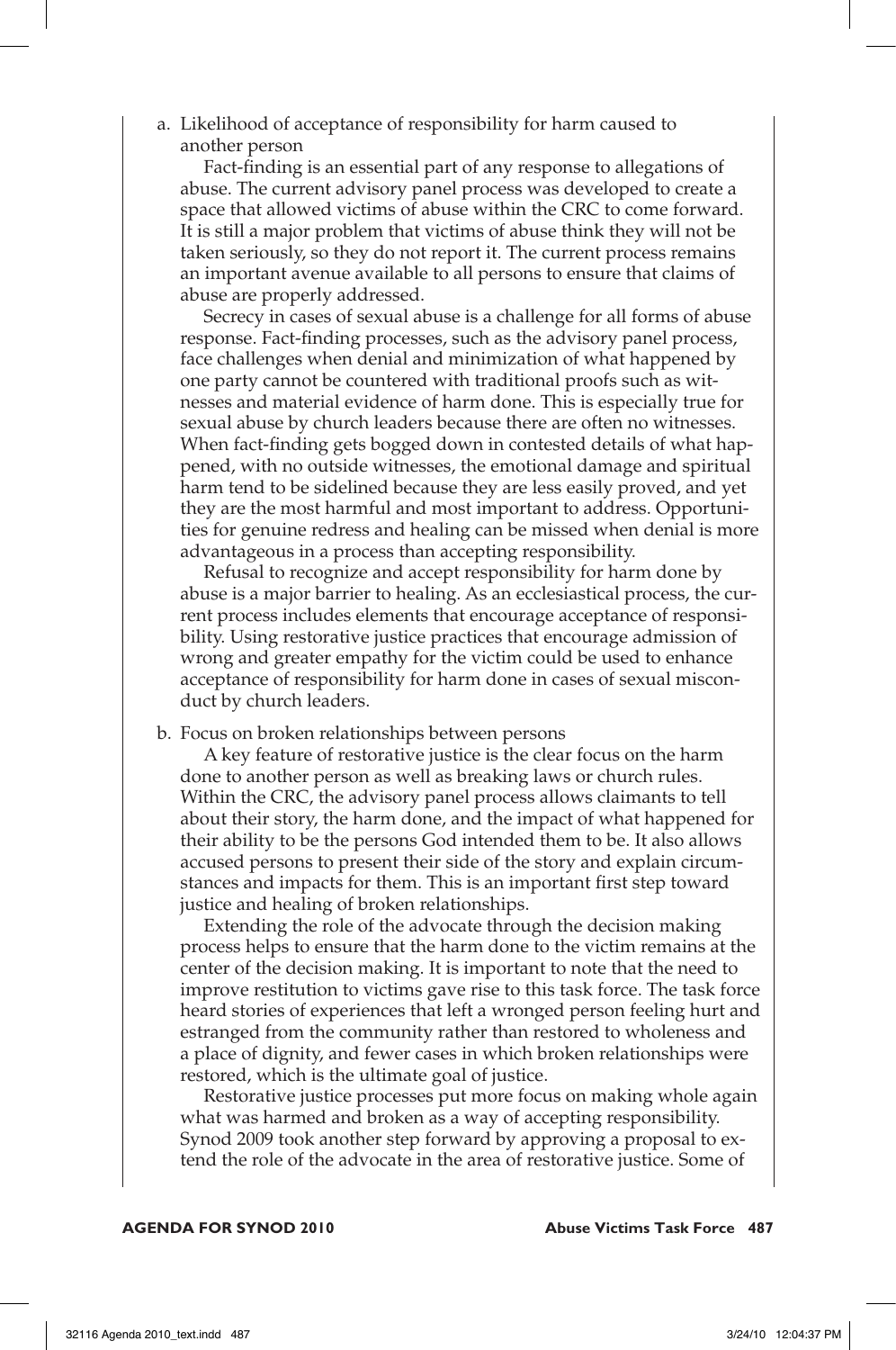a. Likelihood of acceptance of responsibility for harm caused to another person

Fact-finding is an essential part of any response to allegations of abuse. The current advisory panel process was developed to create a space that allowed victims of abuse within the CRC to come forward. It is still a major problem that victims of abuse think they will not be taken seriously, so they do not report it. The current process remains an important avenue available to all persons to ensure that claims of abuse are properly addressed.

Secrecy in cases of sexual abuse is a challenge for all forms of abuse response. Fact-finding processes, such as the advisory panel process, face challenges when denial and minimization of what happened by one party cannot be countered with traditional proofs such as witnesses and material evidence of harm done. This is especially true for sexual abuse by church leaders because there are often no witnesses. When fact-finding gets bogged down in contested details of what happened, with no outside witnesses, the emotional damage and spiritual harm tend to be sidelined because they are less easily proved, and yet they are the most harmful and most important to address. Opportunities for genuine redress and healing can be missed when denial is more advantageous in a process than accepting responsibility.

Refusal to recognize and accept responsibility for harm done by abuse is a major barrier to healing. As an ecclesiastical process, the current process includes elements that encourage acceptance of responsibility. Using restorative justice practices that encourage admission of wrong and greater empathy for the victim could be used to enhance acceptance of responsibility for harm done in cases of sexual misconduct by church leaders.

b. Focus on broken relationships between persons

A key feature of restorative justice is the clear focus on the harm done to another person as well as breaking laws or church rules. Within the CRC, the advisory panel process allows claimants to tell about their story, the harm done, and the impact of what happened for their ability to be the persons God intended them to be. It also allows accused persons to present their side of the story and explain circumstances and impacts for them. This is an important first step toward justice and healing of broken relationships.

Extending the role of the advocate through the decision making process helps to ensure that the harm done to the victim remains at the center of the decision making. It is important to note that the need to improve restitution to victims gave rise to this task force. The task force heard stories of experiences that left a wronged person feeling hurt and estranged from the community rather than restored to wholeness and a place of dignity, and fewer cases in which broken relationships were restored, which is the ultimate goal of justice.

Restorative justice processes put more focus on making whole again what was harmed and broken as a way of accepting responsibility. Synod 2009 took another step forward by approving a proposal to extend the role of the advocate in the area of restorative justice. Some of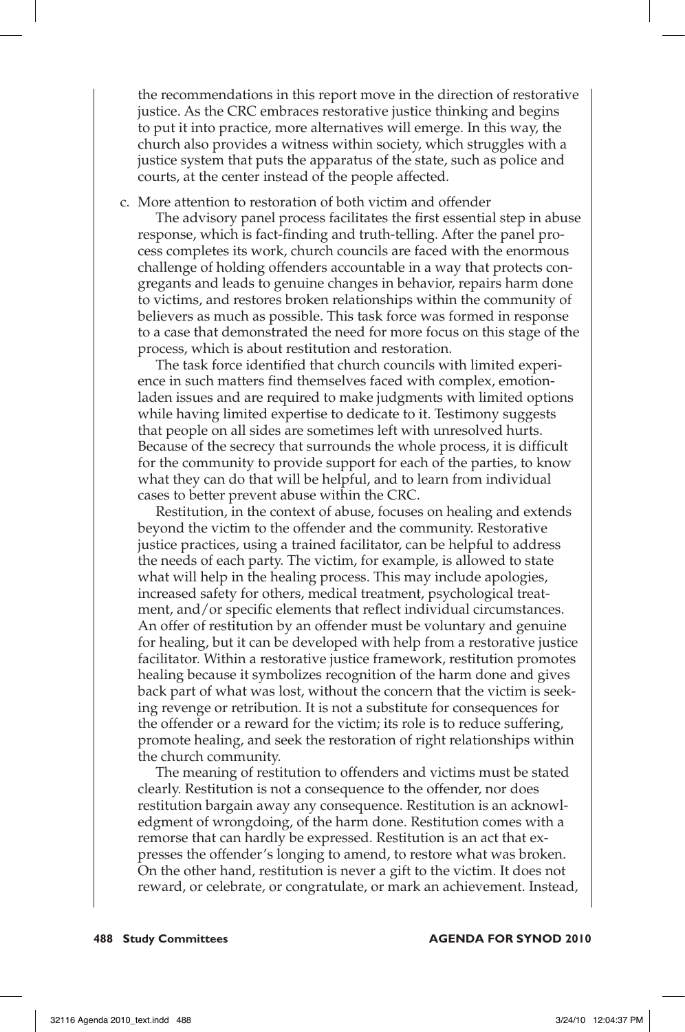the recommendations in this report move in the direction of restorative justice. As the CRC embraces restorative justice thinking and begins to put it into practice, more alternatives will emerge. In this way, the church also provides a witness within society, which struggles with a justice system that puts the apparatus of the state, such as police and courts, at the center instead of the people affected.

c. More attention to restoration of both victim and offender

The advisory panel process facilitates the first essential step in abuse response, which is fact-finding and truth-telling. After the panel process completes its work, church councils are faced with the enormous challenge of holding offenders accountable in a way that protects congregants and leads to genuine changes in behavior, repairs harm done to victims, and restores broken relationships within the community of believers as much as possible. This task force was formed in response to a case that demonstrated the need for more focus on this stage of the process, which is about restitution and restoration.

The task force identified that church councils with limited experience in such matters find themselves faced with complex, emotion-laden issues and are required to make judgments with limited options while having limited expertise to dedicate to it. Testimony suggests that people on all sides are sometimes left with unresolved hurts. Because of the secrecy that surrounds the whole process, it is difficult for the community to provide support for each of the parties, to know what they can do that will be helpful, and to learn from individual cases to better prevent abuse within the CRC.

Restitution, in the context of abuse, focuses on healing and extends beyond the victim to the offender and the community. Restorative justice practices, using a trained facilitator, can be helpful to address the needs of each party. The victim, for example, is allowed to state what will help in the healing process. This may include apologies, increased safety for others, medical treatment, psychological treatment, and/or specific elements that reflect individual circumstances. An offer of restitution by an offender must be voluntary and genuine for healing, but it can be developed with help from a restorative justice facilitator. Within a restorative justice framework, restitution promotes healing because it symbolizes recognition of the harm done and gives back part of what was lost, without the concern that the victim is seeking revenge or retribution. It is not a substitute for consequences for the offender or a reward for the victim; its role is to reduce suffering, promote healing, and seek the restoration of right relationships within the church community.

The meaning of restitution to offenders and victims must be stated clearly. Restitution is not a consequence to the offender, nor does restitution bargain away any consequence. Restitution is an acknowledgment of wrongdoing, of the harm done. Restitution comes with a remorse that can hardly be expressed. Restitution is an act that expresses the offender's longing to amend, to restore what was broken. On the other hand, restitution is never a gift to the victim. It does not reward, or celebrate, or congratulate, or mark an achievement. Instead,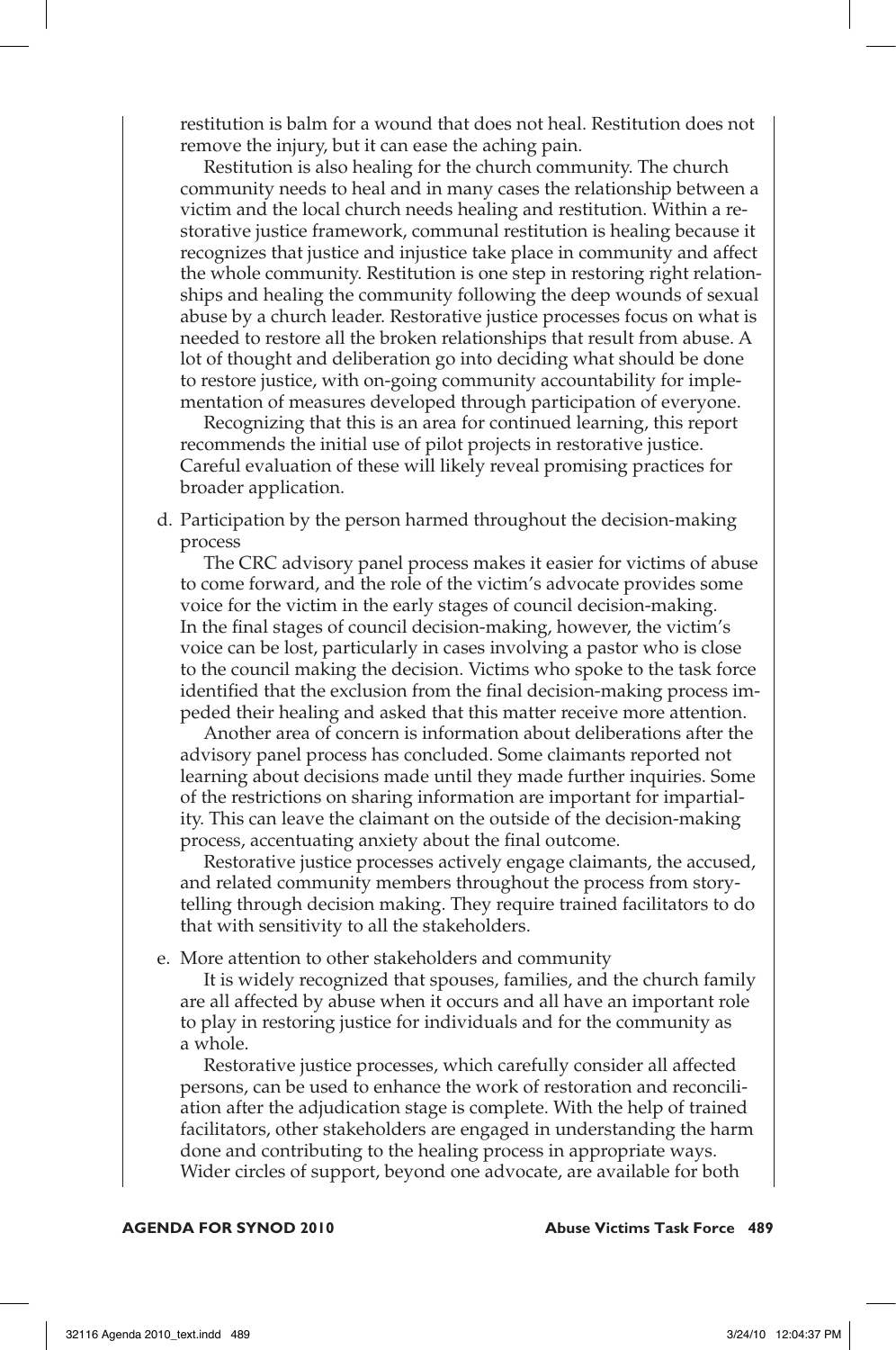restitution is balm for a wound that does not heal. Restitution does not remove the injury, but it can ease the aching pain.

Restitution is also healing for the church community. The church community needs to heal and in many cases the relationship between a victim and the local church needs healing and restitution. Within a restorative justice framework, communal restitution is healing because it recognizes that justice and injustice take place in community and affect the whole community. Restitution is one step in restoring right relationships and healing the community following the deep wounds of sexual abuse by a church leader. Restorative justice processes focus on what is needed to restore all the broken relationships that result from abuse. A lot of thought and deliberation go into deciding what should be done to restore justice, with on-going community accountability for implementation of measures developed through participation of everyone.

Recognizing that this is an area for continued learning, this report recommends the initial use of pilot projects in restorative justice. Careful evaluation of these will likely reveal promising practices for broader application.

d. Participation by the person harmed throughout the decision-making process

The CRC advisory panel process makes it easier for victims of abuse to come forward, and the role of the victim's advocate provides some voice for the victim in the early stages of council decision-making. In the final stages of council decision-making, however, the victim's voice can be lost, particularly in cases involving a pastor who is close to the council making the decision. Victims who spoke to the task force identified that the exclusion from the final decision-making process impeded their healing and asked that this matter receive more attention.

Another area of concern is information about deliberations after the advisory panel process has concluded. Some claimants reported not learning about decisions made until they made further inquiries. Some of the restrictions on sharing information are important for impartiality. This can leave the claimant on the outside of the decision-making process, accentuating anxiety about the final outcome.

Restorative justice processes actively engage claimants, the accused, and related community members throughout the process from storytelling through decision making. They require trained facilitators to do that with sensitivity to all the stakeholders.

e. More attention to other stakeholders and community

It is widely recognized that spouses, families, and the church family are all affected by abuse when it occurs and all have an important role to play in restoring justice for individuals and for the community as a whole.

Restorative justice processes, which carefully consider all affected persons, can be used to enhance the work of restoration and reconciliation after the adjudication stage is complete. With the help of trained facilitators, other stakeholders are engaged in understanding the harm done and contributing to the healing process in appropriate ways. Wider circles of support, beyond one advocate, are available for both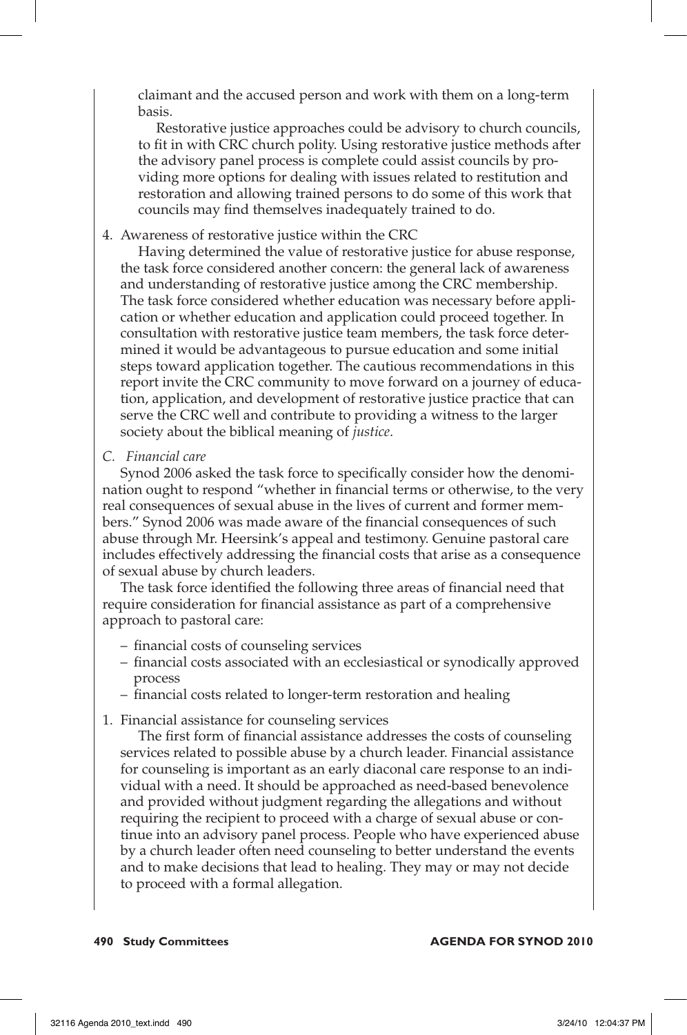claimant and the accused person and work with them on a long-term basis.

Restorative justice approaches could be advisory to church councils, to fit in with CRC church polity. Using restorative justice methods after the advisory panel process is complete could assist councils by providing more options for dealing with issues related to restitution and restoration and allowing trained persons to do some of this work that councils may find themselves inadequately trained to do.

4. Awareness of restorative justice within the CRC

Having determined the value of restorative justice for abuse response, the task force considered another concern: the general lack of awareness and understanding of restorative justice among the CRC membership. The task force considered whether education was necessary before application or whether education and application could proceed together. In consultation with restorative justice team members, the task force determined it would be advantageous to pursue education and some initial steps toward application together. The cautious recommendations in this report invite the CRC community to move forward on a journey of education, application, and development of restorative justice practice that can serve the CRC well and contribute to providing a witness to the larger society about the biblical meaning of *justice*.

*C. Financial care*

Synod 2006 asked the task force to specifically consider how the denomination ought to respond "whether in financial terms or otherwise, to the very real consequences of sexual abuse in the lives of current and former members." Synod 2006 was made aware of the financial consequences of such abuse through Mr. Heersink's appeal and testimony. Genuine pastoral care includes effectively addressing the financial costs that arise as a consequence of sexual abuse by church leaders.

The task force identified the following three areas of financial need that require consideration for financial assistance as part of a comprehensive approach to pastoral care:

- financial costs of counseling services
- financial costs associated with an ecclesiastical or synodically approved process
- financial costs related to longer-term restoration and healing

1. Financial assistance for counseling services

The first form of financial assistance addresses the costs of counseling services related to possible abuse by a church leader. Financial assistance for counseling is important as an early diaconal care response to an individual with a need. It should be approached as need-based benevolence and provided without judgment regarding the allegations and without requiring the recipient to proceed with a charge of sexual abuse or continue into an advisory panel process. People who have experienced abuse by a church leader often need counseling to better understand the events and to make decisions that lead to healing. They may or may not decide to proceed with a formal allegation.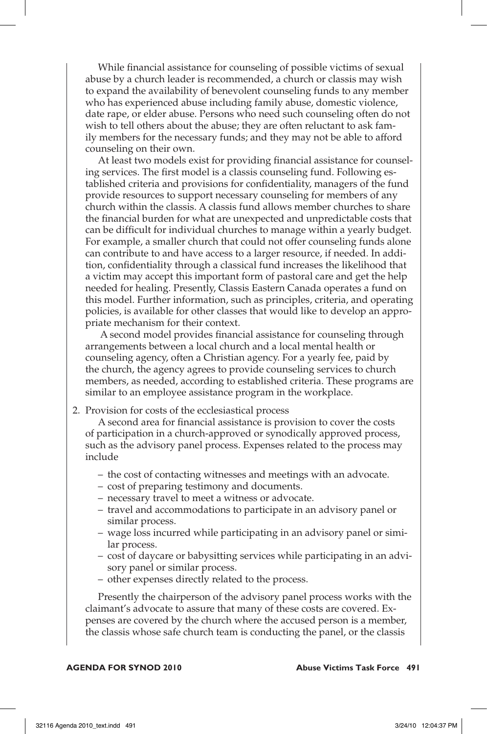While financial assistance for counseling of possible victims of sexual abuse by a church leader is recommended, a church or classis may wish to expand the availability of benevolent counseling funds to any member who has experienced abuse including family abuse, domestic violence, date rape, or elder abuse. Persons who need such counseling often do not wish to tell others about the abuse; they are often reluctant to ask family members for the necessary funds; and they may not be able to afford counseling on their own.

At least two models exist for providing financial assistance for counseling services. The first model is a classis counseling fund. Following established criteria and provisions for confidentiality, managers of the fund provide resources to support necessary counseling for members of any church within the classis. A classis fund allows member churches to share the financial burden for what are unexpected and unpredictable costs that can be difficult for individual churches to manage within a yearly budget. For example, a smaller church that could not offer counseling funds alone can contribute to and have access to a larger resource, if needed. In addition, confidentiality through a classical fund increases the likelihood that a victim may accept this important form of pastoral care and get the help needed for healing. Presently, Classis Eastern Canada operates a fund on this model. Further information, such as principles, criteria, and operating policies, is available for other classes that would like to develop an appropriate mechanism for their context.

A second model provides financial assistance for counseling through arrangements between a local church and a local mental health or counseling agency, often a Christian agency. For a yearly fee, paid by the church, the agency agrees to provide counseling services to church members, as needed, according to established criteria. These programs are similar to an employee assistance program in the workplace.

2. Provision for costs of the ecclesiastical process

   A second area for financial assistance is provision to cover the costs of participation in a church-approved or synodically approved process, such as the advisory panel process. Expenses related to the process may include

   - the cost of contacting witnesses and meetings with an advocate.
   - cost of preparing testimony and documents.
   - necessary travel to meet a witness or advocate.
   - travel and accommodations to participate in an advisory panel or similar process.
   - wage loss incurred while participating in an advisory panel or similar process.
   - cost of daycare or babysitting services while participating in an advisory panel or similar process.
   - other expenses directly related to the process.

   Presently the chairperson of the advisory panel process works with the claimant's advocate to assure that many of these costs are covered. Expenses are covered by the church where the accused person is a member, the classis whose safe church team is conducting the panel, or the classis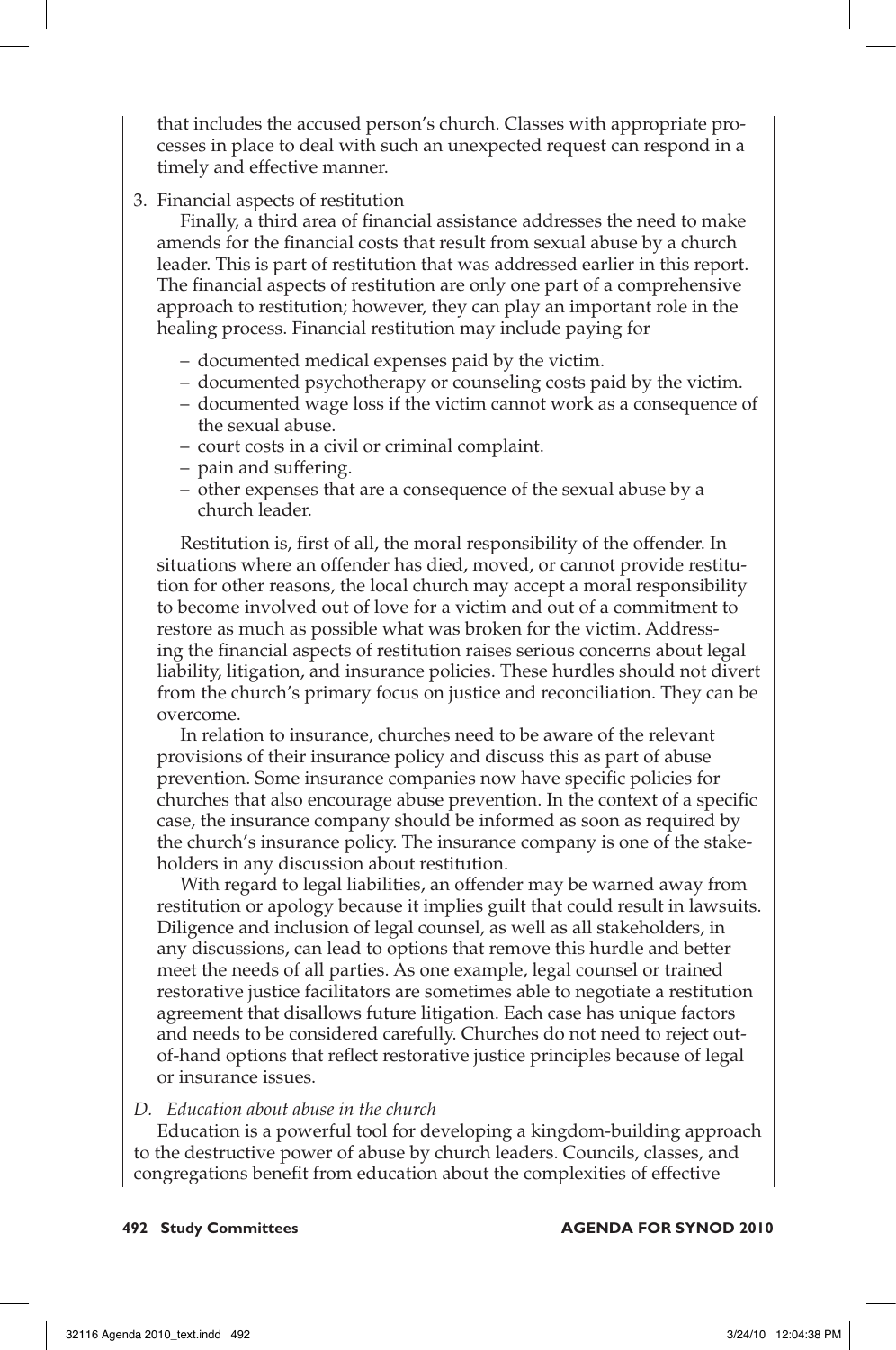that includes the accused person's church. Classes with appropriate processes in place to deal with such an unexpected request can respond in a timely and effective manner.

3. Financial aspects of restitution

   Finally, a third area of financial assistance addresses the need to make amends for the financial costs that result from sexual abuse by a church leader. This is part of restitution that was addressed earlier in this report. The financial aspects of restitution are only one part of a comprehensive approach to restitution; however, they can play an important role in the healing process. Financial restitution may include paying for

   - documented medical expenses paid by the victim.
   - documented psychotherapy or counseling costs paid by the victim.
   - documented wage loss if the victim cannot work as a consequence of the sexual abuse.
   - court costs in a civil or criminal complaint.
   - pain and suffering.
   - other expenses that are a consequence of the sexual abuse by a church leader.

   Restitution is, first of all, the moral responsibility of the offender. In situations where an offender has died, moved, or cannot provide restitution for other reasons, the local church may accept a moral responsibility to become involved out of love for a victim and out of a commitment to restore as much as possible what was broken for the victim. Addressing the financial aspects of restitution raises serious concerns about legal liability, litigation, and insurance policies. These hurdles should not divert from the church's primary focus on justice and reconciliation. They can be overcome.

   In relation to insurance, churches need to be aware of the relevant provisions of their insurance policy and discuss this as part of abuse prevention. Some insurance companies now have specific policies for churches that also encourage abuse prevention. In the context of a specific case, the insurance company should be informed as soon as required by the church's insurance policy. The insurance company is one of the stakeholders in any discussion about restitution.

   With regard to legal liabilities, an offender may be warned away from restitution or apology because it implies guilt that could result in lawsuits. Diligence and inclusion of legal counsel, as well as all stakeholders, in any discussions, can lead to options that remove this hurdle and better meet the needs of all parties. As one example, legal counsel or trained restorative justice facilitators are sometimes able to negotiate a restitution agreement that disallows future litigation. Each case has unique factors and needs to be considered carefully. Churches do not need to reject out-of-hand options that reflect restorative justice principles because of legal or insurance issues.

*D. Education about abuse in the church*

Education is a powerful tool for developing a kingdom-building approach to the destructive power of abuse by church leaders. Councils, classes, and congregations benefit from education about the complexities of effective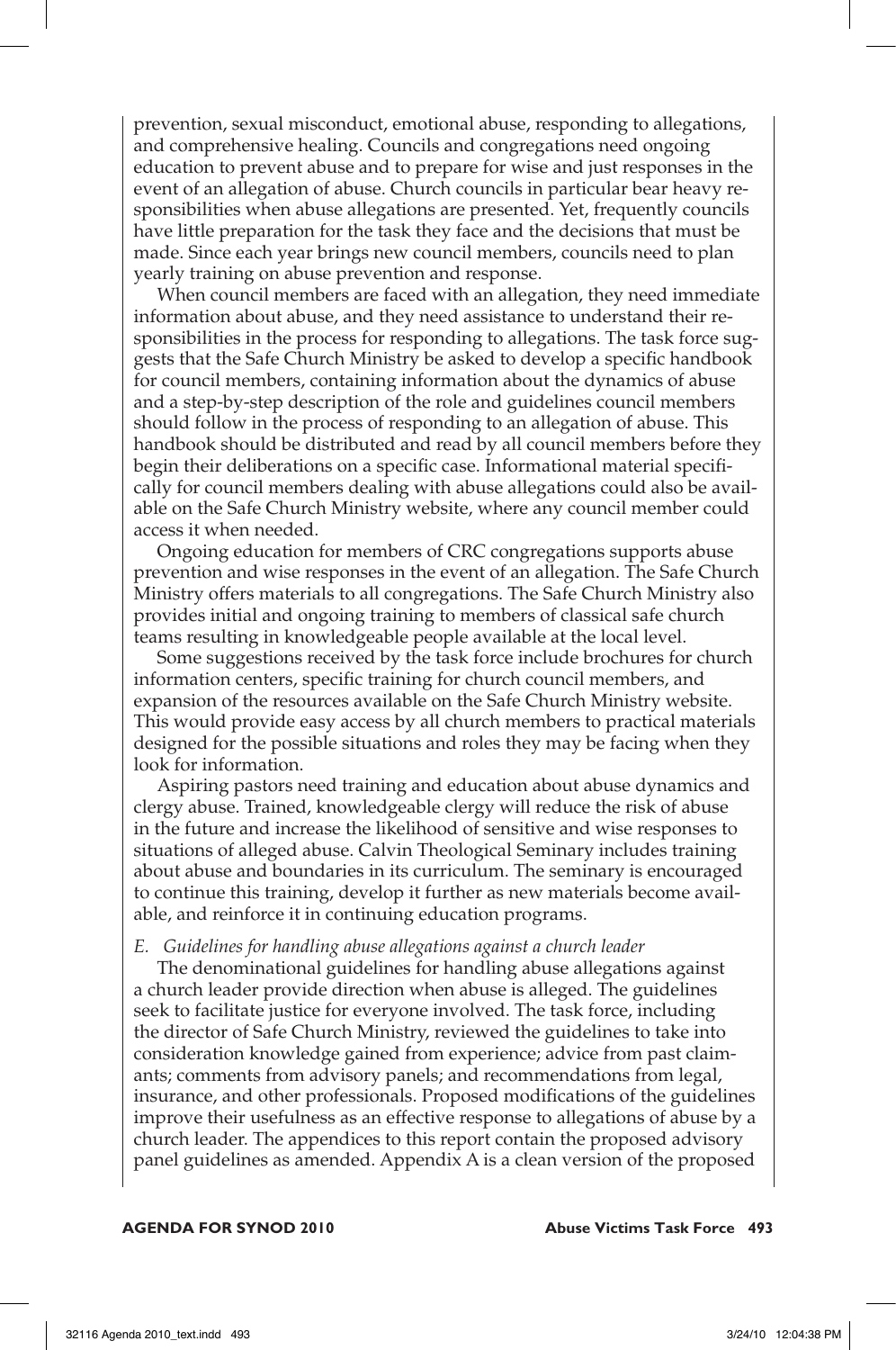prevention, sexual misconduct, emotional abuse, responding to allegations, and comprehensive healing. Councils and congregations need ongoing education to prevent abuse and to prepare for wise and just responses in the event of an allegation of abuse. Church councils in particular bear heavy responsibilities when abuse allegations are presented. Yet, frequently councils have little preparation for the task they face and the decisions that must be made. Since each year brings new council members, councils need to plan yearly training on abuse prevention and response.

When council members are faced with an allegation, they need immediate information about abuse, and they need assistance to understand their responsibilities in the process for responding to allegations. The task force suggests that the Safe Church Ministry be asked to develop a specific handbook for council members, containing information about the dynamics of abuse and a step-by-step description of the role and guidelines council members should follow in the process of responding to an allegation of abuse. This handbook should be distributed and read by all council members before they begin their deliberations on a specific case. Informational material specifically for council members dealing with abuse allegations could also be available on the Safe Church Ministry website, where any council member could access it when needed.

Ongoing education for members of CRC congregations supports abuse prevention and wise responses in the event of an allegation. The Safe Church Ministry offers materials to all congregations. The Safe Church Ministry also provides initial and ongoing training to members of classical safe church teams resulting in knowledgeable people available at the local level.

Some suggestions received by the task force include brochures for church information centers, specific training for church council members, and expansion of the resources available on the Safe Church Ministry website. This would provide easy access by all church members to practical materials designed for the possible situations and roles they may be facing when they look for information.

Aspiring pastors need training and education about abuse dynamics and clergy abuse. Trained, knowledgeable clergy will reduce the risk of abuse in the future and increase the likelihood of sensitive and wise responses to situations of alleged abuse. Calvin Theological Seminary includes training about abuse and boundaries in its curriculum. The seminary is encouraged to continue this training, develop it further as new materials become available, and reinforce it in continuing education programs.

*E. Guidelines for handling abuse allegations against a church leader*

The denominational guidelines for handling abuse allegations against a church leader provide direction when abuse is alleged. The guidelines seek to facilitate justice for everyone involved. The task force, including the director of Safe Church Ministry, reviewed the guidelines to take into consideration knowledge gained from experience; advice from past claimants; comments from advisory panels; and recommendations from legal, insurance, and other professionals. Proposed modifications of the guidelines improve their usefulness as an effective response to allegations of abuse by a church leader. The appendices to this report contain the proposed advisory panel guidelines as amended. Appendix A is a clean version of the proposed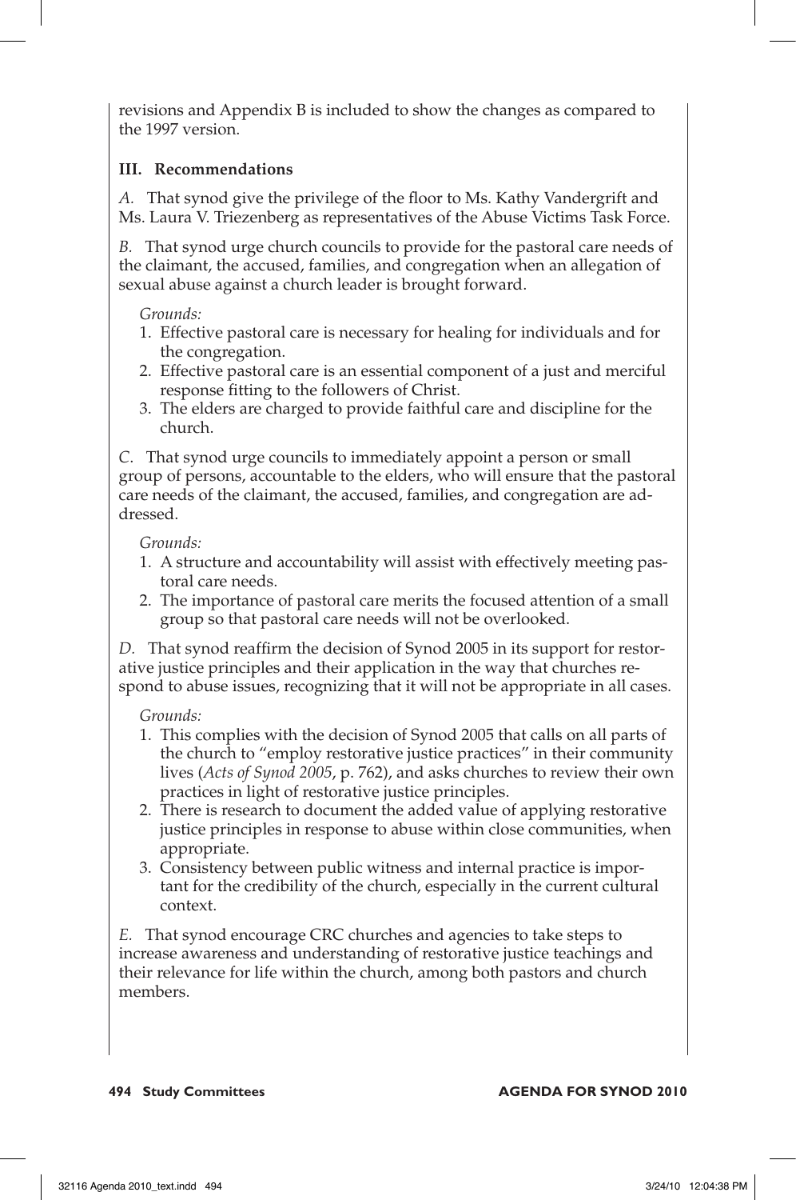revisions and Appendix B is included to show the changes as compared to the 1997 version.

### III. Recommendations

*A.* That synod give the privilege of the floor to Ms. Kathy Vandergrift and Ms. Laura V. Triezenberg as representatives of the Abuse Victims Task Force.

*B.* That synod urge church councils to provide for the pastoral care needs of the claimant, the accused, families, and congregation when an allegation of sexual abuse against a church leader is brought forward.

*Grounds:*

1. Effective pastoral care is necessary for healing for individuals and for the congregation.
2. Effective pastoral care is an essential component of a just and merciful response fitting to the followers of Christ.
3. The elders are charged to provide faithful care and discipline for the church.

*C.* That synod urge councils to immediately appoint a person or small group of persons, accountable to the elders, who will ensure that the pastoral care needs of the claimant, the accused, families, and congregation are addressed.

*Grounds:*

1. A structure and accountability will assist with effectively meeting pastoral care needs.
2. The importance of pastoral care merits the focused attention of a small group so that pastoral care needs will not be overlooked.

*D.* That synod reaffirm the decision of Synod 2005 in its support for restorative justice principles and their application in the way that churches respond to abuse issues, recognizing that it will not be appropriate in all cases.

*Grounds:*

1. This complies with the decision of Synod 2005 that calls on all parts of the church to "employ restorative justice practices" in their community lives (*Acts of Synod 2005*, p. 762), and asks churches to review their own practices in light of restorative justice principles.
2. There is research to document the added value of applying restorative justice principles in response to abuse within close communities, when appropriate.
3. Consistency between public witness and internal practice is important for the credibility of the church, especially in the current cultural context.

*E.* That synod encourage CRC churches and agencies to take steps to increase awareness and understanding of restorative justice teachings and their relevance for life within the church, among both pastors and church members.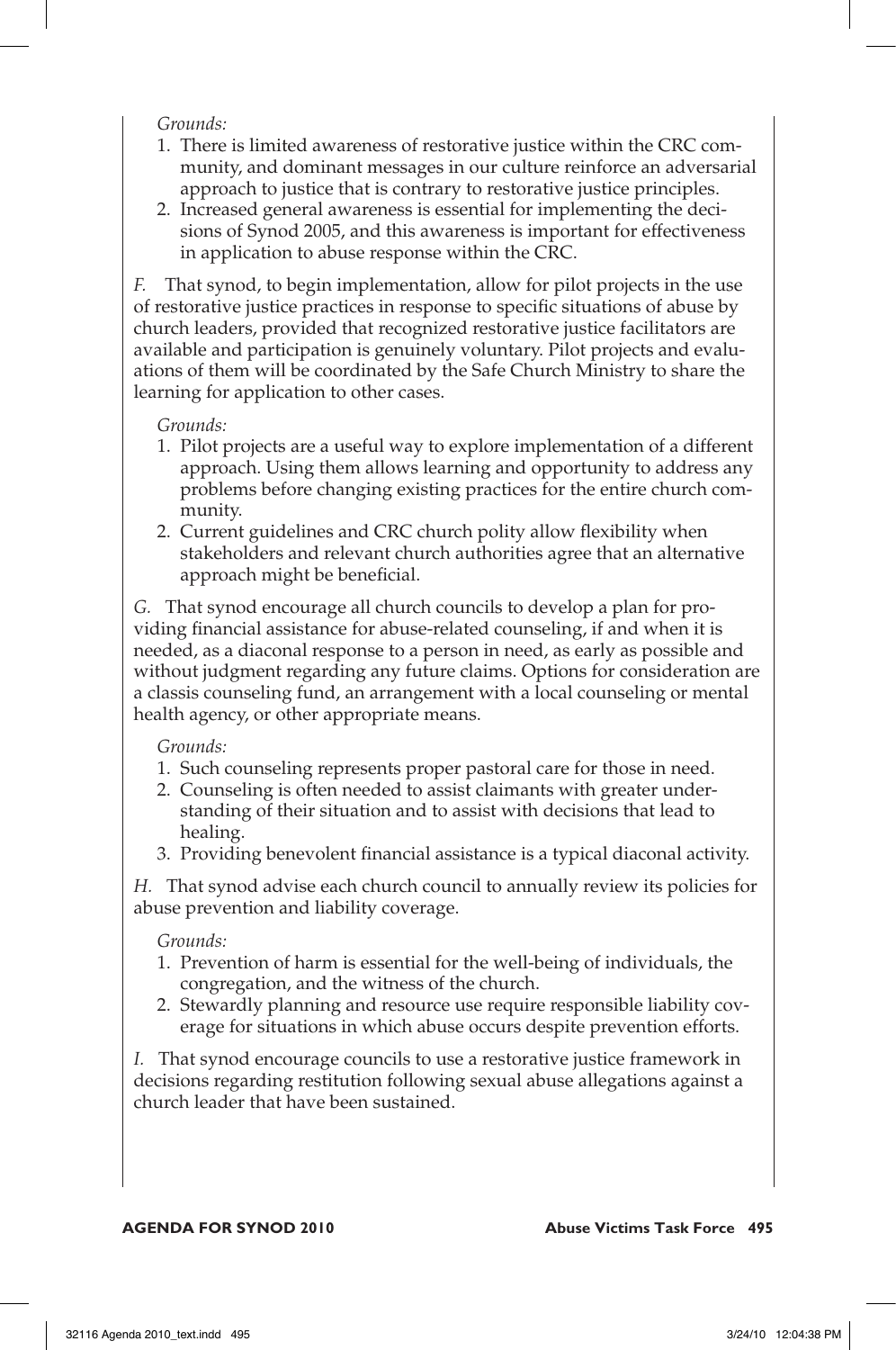*Grounds:*

1. There is limited awareness of restorative justice within the CRC community, and dominant messages in our culture reinforce an adversarial approach to justice that is contrary to restorative justice principles.
2. Increased general awareness is essential for implementing the decisions of Synod 2005, and this awareness is important for effectiveness in application to abuse response within the CRC.

*F.* That synod, to begin implementation, allow for pilot projects in the use of restorative justice practices in response to specific situations of abuse by church leaders, provided that recognized restorative justice facilitators are available and participation is genuinely voluntary. Pilot projects and evaluations of them will be coordinated by the Safe Church Ministry to share the learning for application to other cases.

*Grounds:*

1. Pilot projects are a useful way to explore implementation of a different approach. Using them allows learning and opportunity to address any problems before changing existing practices for the entire church community.
2. Current guidelines and CRC church polity allow flexibility when stakeholders and relevant church authorities agree that an alternative approach might be beneficial.

*G.* That synod encourage all church councils to develop a plan for providing financial assistance for abuse-related counseling, if and when it is needed, as a diaconal response to a person in need, as early as possible and without judgment regarding any future claims. Options for consideration are a classis counseling fund, an arrangement with a local counseling or mental health agency, or other appropriate means.

*Grounds:*

1. Such counseling represents proper pastoral care for those in need.
2. Counseling is often needed to assist claimants with greater understanding of their situation and to assist with decisions that lead to healing.
3. Providing benevolent financial assistance is a typical diaconal activity.

*H.* That synod advise each church council to annually review its policies for abuse prevention and liability coverage.

*Grounds:*

1. Prevention of harm is essential for the well-being of individuals, the congregation, and the witness of the church.
2. Stewardly planning and resource use require responsible liability coverage for situations in which abuse occurs despite prevention efforts.

*I.* That synod encourage councils to use a restorative justice framework in decisions regarding restitution following sexual abuse allegations against a church leader that have been sustained.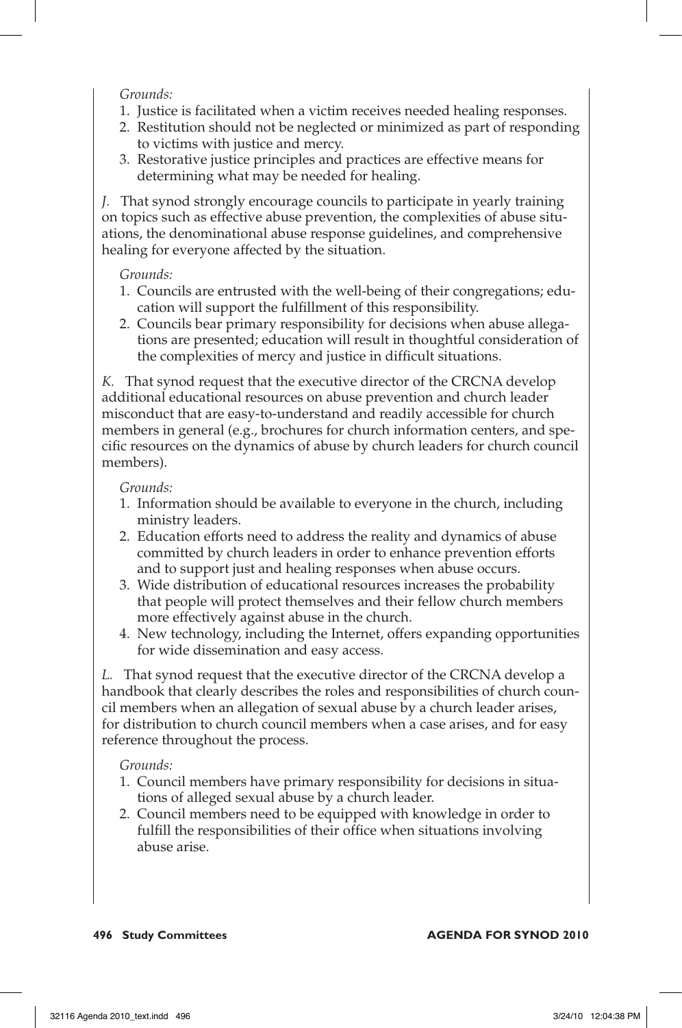*Grounds:*

1. Justice is facilitated when a victim receives needed healing responses.
2. Restitution should not be neglected or minimized as part of responding to victims with justice and mercy.
3. Restorative justice principles and practices are effective means for determining what may be needed for healing.

*J.* That synod strongly encourage councils to participate in yearly training on topics such as effective abuse prevention, the complexities of abuse situations, the denominational abuse response guidelines, and comprehensive healing for everyone affected by the situation.

*Grounds:*

1. Councils are entrusted with the well-being of their congregations; education will support the fulfillment of this responsibility.
2. Councils bear primary responsibility for decisions when abuse allegations are presented; education will result in thoughtful consideration of the complexities of mercy and justice in difficult situations.

*K.* That synod request that the executive director of the CRCNA develop additional educational resources on abuse prevention and church leader misconduct that are easy-to-understand and readily accessible for church members in general (e.g., brochures for church information centers, and specific resources on the dynamics of abuse by church leaders for church council members).

*Grounds:*

1. Information should be available to everyone in the church, including ministry leaders.
2. Education efforts need to address the reality and dynamics of abuse committed by church leaders in order to enhance prevention efforts and to support just and healing responses when abuse occurs.
3. Wide distribution of educational resources increases the probability that people will protect themselves and their fellow church members more effectively against abuse in the church.
4. New technology, including the Internet, offers expanding opportunities for wide dissemination and easy access.

*L.* That synod request that the executive director of the CRCNA develop a handbook that clearly describes the roles and responsibilities of church council members when an allegation of sexual abuse by a church leader arises, for distribution to church council members when a case arises, and for easy reference throughout the process.

*Grounds:*

1. Council members have primary responsibility for decisions in situations of alleged sexual abuse by a church leader.
2. Council members need to be equipped with knowledge in order to fulfill the responsibilities of their office when situations involving abuse arise.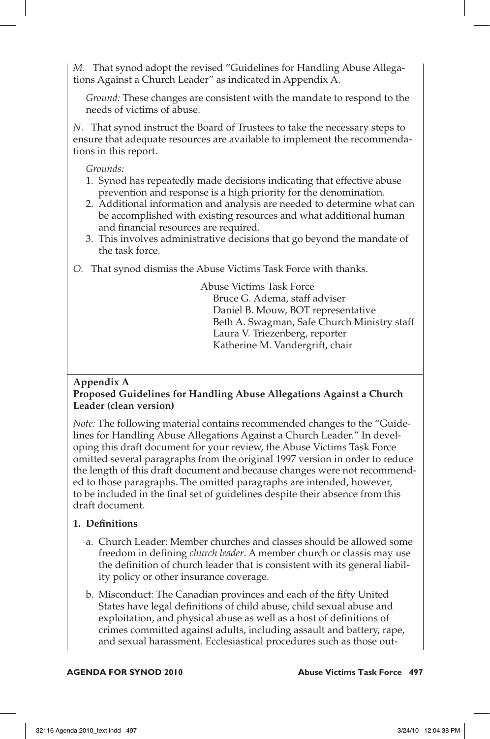*M.* That synod adopt the revised "Guidelines for Handling Abuse Allegations Against a Church Leader" as indicated in Appendix A.

*Ground:* These changes are consistent with the mandate to respond to the needs of victims of abuse.

*N.* That synod instruct the Board of Trustees to take the necessary steps to ensure that adequate resources are available to implement the recommendations in this report.

*Grounds:*

1. Synod has repeatedly made decisions indicating that effective abuse prevention and response is a high priority for the denomination.
2. Additional information and analysis are needed to determine what can be accomplished with existing resources and what additional human and financial resources are required.
3. This involves administrative decisions that go beyond the mandate of the task force.

*O.* That synod dismiss the Abuse Victims Task Force with thanks.

Abuse Victims Task Force
Bruce G. Adema, staff adviser
Daniel B. Mouw, BOT representative
Beth A. Swagman, Safe Church Ministry staff
Laura V. Triezenberg, reporter
Katherine M. Vandergrift, chair

## Appendix A
## Proposed Guidelines for Handling Abuse Allegations Against a Church Leader (clean version)

*Note:* The following material contains recommended changes to the "Guidelines for Handling Abuse Allegations Against a Church Leader." In developing this draft document for your review, the Abuse Victims Task Force omitted several paragraphs from the original 1997 version in order to reduce the length of this draft document and because changes were not recommended to those paragraphs. The omitted paragraphs are intended, however, to be included in the final set of guidelines despite their absence from this draft document.

### 1. Definitions

a. Church Leader: Member churches and classes should be allowed some freedom in defining *church leader*. A member church or classis may use the definition of church leader that is consistent with its general liability policy or other insurance coverage.

b. Misconduct: The Canadian provinces and each of the fifty United States have legal definitions of child abuse, child sexual abuse and exploitation, and physical abuse as well as a host of definitions of crimes committed against adults, including assault and battery, rape, and sexual harassment. Ecclesiastical procedures such as those out-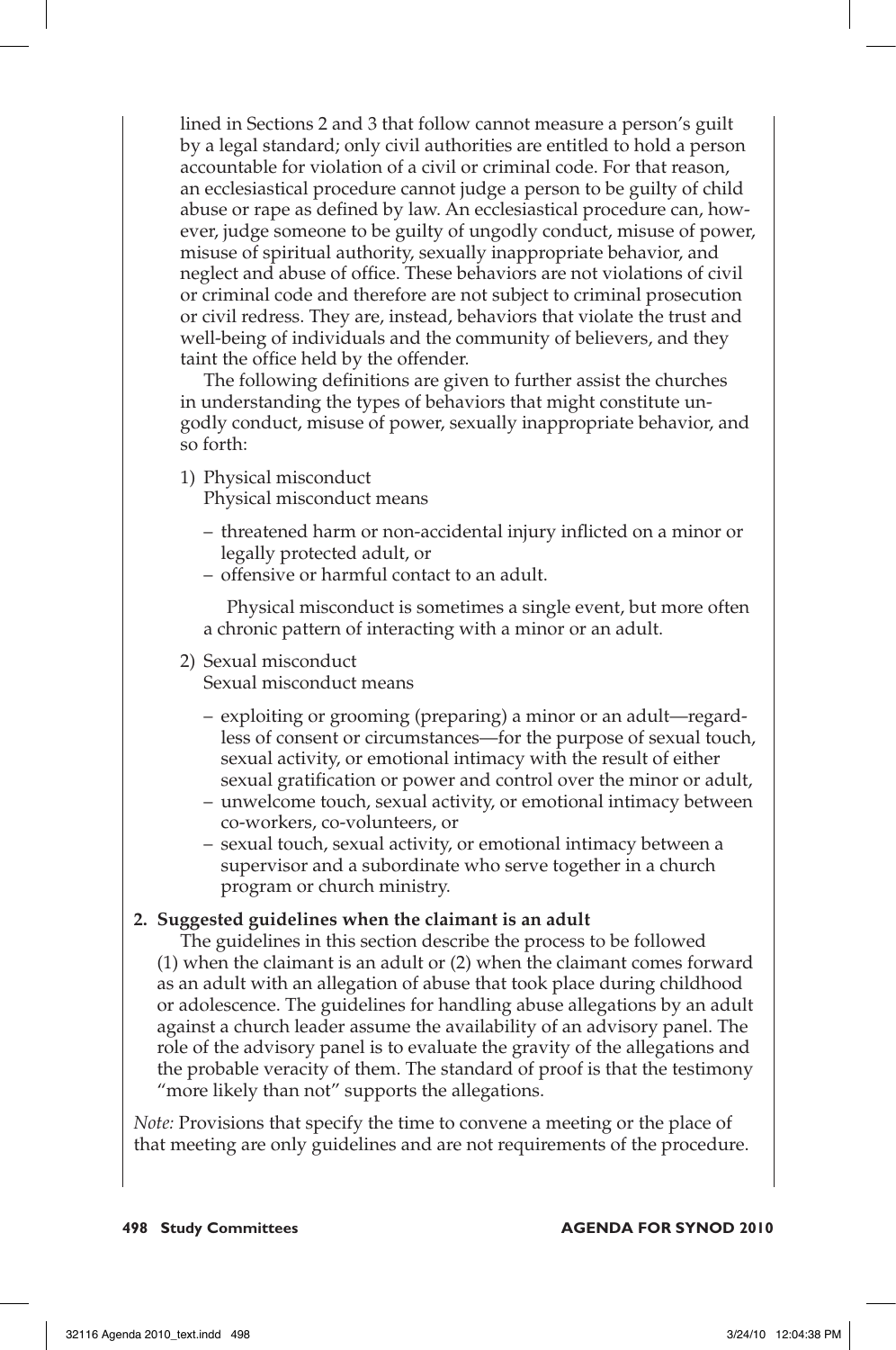lined in Sections 2 and 3 that follow cannot measure a person's guilt by a legal standard; only civil authorities are entitled to hold a person accountable for violation of a civil or criminal code. For that reason, an ecclesiastical procedure cannot judge a person to be guilty of child abuse or rape as defined by law. An ecclesiastical procedure can, however, judge someone to be guilty of ungodly conduct, misuse of power, misuse of spiritual authority, sexually inappropriate behavior, and neglect and abuse of office. These behaviors are not violations of civil or criminal code and therefore are not subject to criminal prosecution or civil redress. They are, instead, behaviors that violate the trust and well-being of individuals and the community of believers, and they taint the office held by the offender.

The following definitions are given to further assist the churches in understanding the types of behaviors that might constitute ungodly conduct, misuse of power, sexually inappropriate behavior, and so forth:

1) Physical misconduct
   Physical misconduct means
   - threatened harm or non-accidental injury inflicted on a minor or legally protected adult, or
   - offensive or harmful contact to an adult.

   Physical misconduct is sometimes a single event, but more often a chronic pattern of interacting with a minor or an adult.

2) Sexual misconduct
   Sexual misconduct means
   - exploiting or grooming (preparing) a minor or an adult—regardless of consent or circumstances—for the purpose of sexual touch, sexual activity, or emotional intimacy with the result of either sexual gratification or power and control over the minor or adult,
   - unwelcome touch, sexual activity, or emotional intimacy between co-workers, co-volunteers, or
   - sexual touch, sexual activity, or emotional intimacy between a supervisor and a subordinate who serve together in a church program or church ministry.

**2. Suggested guidelines when the claimant is an adult**

The guidelines in this section describe the process to be followed (1) when the claimant is an adult or (2) when the claimant comes forward as an adult with an allegation of abuse that took place during childhood or adolescence. The guidelines for handling abuse allegations by an adult against a church leader assume the availability of an advisory panel. The role of the advisory panel is to evaluate the gravity of the allegations and the probable veracity of them. The standard of proof is that the testimony "more likely than not" supports the allegations.

*Note:* Provisions that specify the time to convene a meeting or the place of that meeting are only guidelines and are not requirements of the procedure.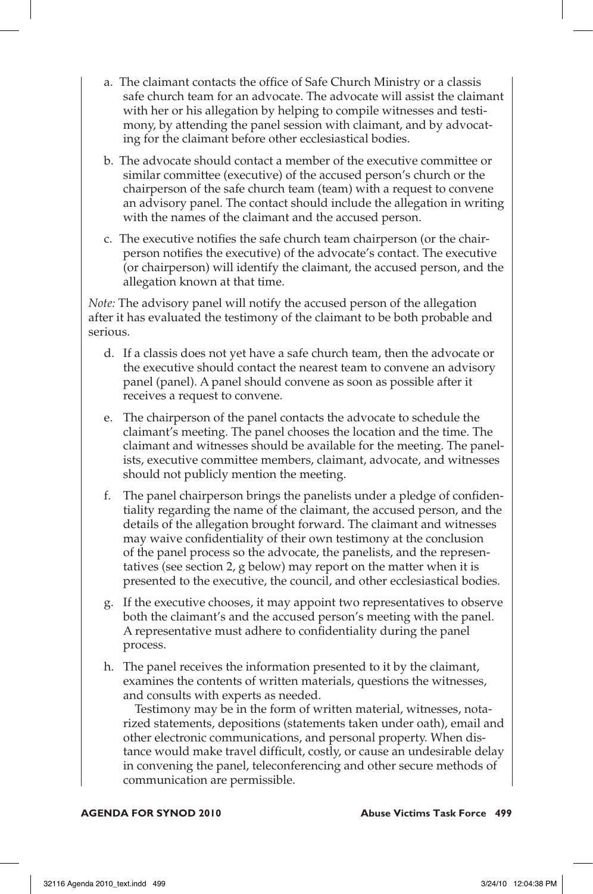a. The claimant contacts the office of Safe Church Ministry or a classis safe church team for an advocate. The advocate will assist the claimant with her or his allegation by helping to compile witnesses and testimony, by attending the panel session with claimant, and by advocating for the claimant before other ecclesiastical bodies.

b. The advocate should contact a member of the executive committee or similar committee (executive) of the accused person's church or the chairperson of the safe church team (team) with a request to convene an advisory panel. The contact should include the allegation in writing with the names of the claimant and the accused person.

c. The executive notifies the safe church team chairperson (or the chairperson notifies the executive) of the advocate's contact. The executive (or chairperson) will identify the claimant, the accused person, and the allegation known at that time.

*Note:* The advisory panel will notify the accused person of the allegation after it has evaluated the testimony of the claimant to be both probable and serious.

d. If a classis does not yet have a safe church team, then the advocate or the executive should contact the nearest team to convene an advisory panel (panel). A panel should convene as soon as possible after it receives a request to convene.

e. The chairperson of the panel contacts the advocate to schedule the claimant's meeting. The panel chooses the location and the time. The claimant and witnesses should be available for the meeting. The panelists, executive committee members, claimant, advocate, and witnesses should not publicly mention the meeting.

f. The panel chairperson brings the panelists under a pledge of confidentiality regarding the name of the claimant, the accused person, and the details of the allegation brought forward. The claimant and witnesses may waive confidentiality of their own testimony at the conclusion of the panel process so the advocate, the panelists, and the representatives (see section 2, g below) may report on the matter when it is presented to the executive, the council, and other ecclesiastical bodies.

g. If the executive chooses, it may appoint two representatives to observe both the claimant's and the accused person's meeting with the panel. A representative must adhere to confidentiality during the panel process.

h. The panel receives the information presented to it by the claimant, examines the contents of written materials, questions the witnesses, and consults with experts as needed.

   Testimony may be in the form of written material, witnesses, notarized statements, depositions (statements taken under oath), email and other electronic communications, and personal property. When distance would make travel difficult, costly, or cause an undesirable delay in convening the panel, teleconferencing and other secure methods of communication are permissible.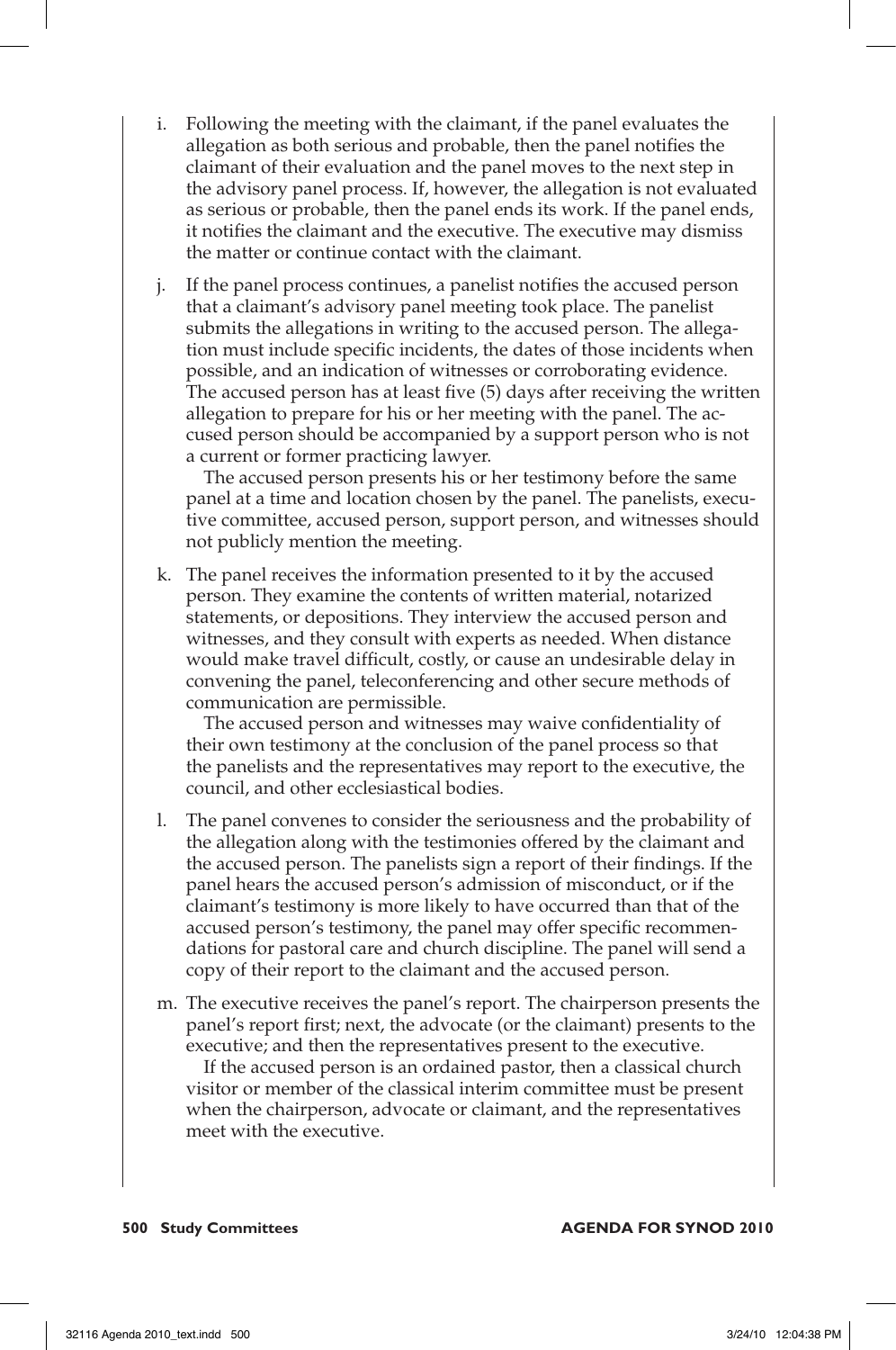i. Following the meeting with the claimant, if the panel evaluates the allegation as both serious and probable, then the panel notifies the claimant of their evaluation and the panel moves to the next step in the advisory panel process. If, however, the allegation is not evaluated as serious or probable, then the panel ends its work. If the panel ends, it notifies the claimant and the executive. The executive may dismiss the matter or continue contact with the claimant.

j. If the panel process continues, a panelist notifies the accused person that a claimant's advisory panel meeting took place. The panelist submits the allegations in writing to the accused person. The allegation must include specific incidents, the dates of those incidents when possible, and an indication of witnesses or corroborating evidence. The accused person has at least five (5) days after receiving the written allegation to prepare for his or her meeting with the panel. The accused person should be accompanied by a support person who is not a current or former practicing lawyer.

   The accused person presents his or her testimony before the same panel at a time and location chosen by the panel. The panelists, executive committee, accused person, support person, and witnesses should not publicly mention the meeting.

k. The panel receives the information presented to it by the accused person. They examine the contents of written material, notarized statements, or depositions. They interview the accused person and witnesses, and they consult with experts as needed. When distance would make travel difficult, costly, or cause an undesirable delay in convening the panel, teleconferencing and other secure methods of communication are permissible.

   The accused person and witnesses may waive confidentiality of their own testimony at the conclusion of the panel process so that the panelists and the representatives may report to the executive, the council, and other ecclesiastical bodies.

l. The panel convenes to consider the seriousness and the probability of the allegation along with the testimonies offered by the claimant and the accused person. The panelists sign a report of their findings. If the panel hears the accused person's admission of misconduct, or if the claimant's testimony is more likely to have occurred than that of the accused person's testimony, the panel may offer specific recommendations for pastoral care and church discipline. The panel will send a copy of their report to the claimant and the accused person.

m. The executive receives the panel's report. The chairperson presents the panel's report first; next, the advocate (or the claimant) presents to the executive; and then the representatives present to the executive.

   If the accused person is an ordained pastor, then a classical church visitor or member of the classical interim committee must be present when the chairperson, advocate or claimant, and the representatives meet with the executive.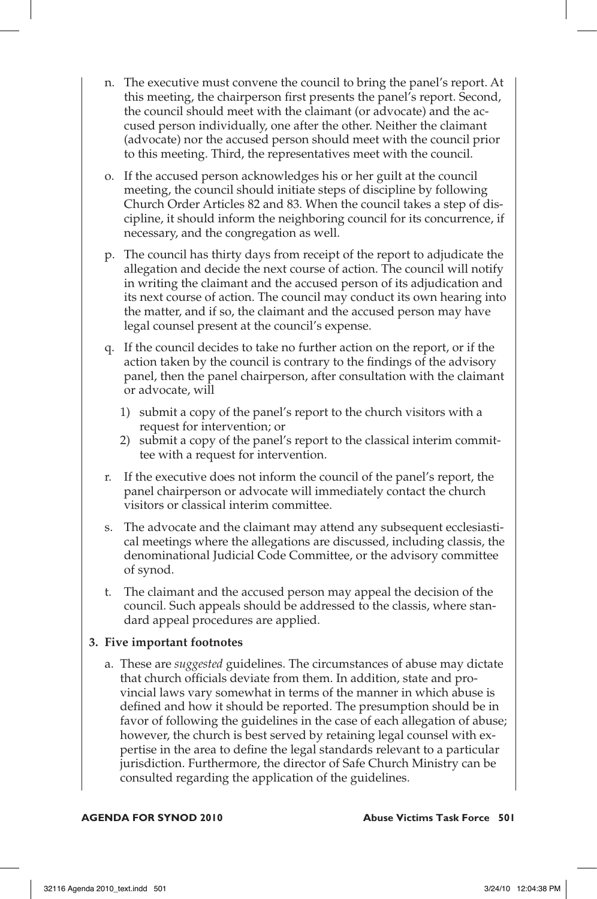n. The executive must convene the council to bring the panel's report. At this meeting, the chairperson first presents the panel's report. Second, the council should meet with the claimant (or advocate) and the accused person individually, one after the other. Neither the claimant (advocate) nor the accused person should meet with the council prior to this meeting. Third, the representatives meet with the council.

o. If the accused person acknowledges his or her guilt at the council meeting, the council should initiate steps of discipline by following Church Order Articles 82 and 83. When the council takes a step of discipline, it should inform the neighboring council for its concurrence, if necessary, and the congregation as well.

p. The council has thirty days from receipt of the report to adjudicate the allegation and decide the next course of action. The council will notify in writing the claimant and the accused person of its adjudication and its next course of action. The council may conduct its own hearing into the matter, and if so, the claimant and the accused person may have legal counsel present at the council's expense.

q. If the council decides to take no further action on the report, or if the action taken by the council is contrary to the findings of the advisory panel, then the panel chairperson, after consultation with the claimant or advocate, will

   1) submit a copy of the panel's report to the church visitors with a request for intervention; or
   2) submit a copy of the panel's report to the classical interim committee with a request for intervention.

r. If the executive does not inform the council of the panel's report, the panel chairperson or advocate will immediately contact the church visitors or classical interim committee.

s. The advocate and the claimant may attend any subsequent ecclesiastical meetings where the allegations are discussed, including classis, the denominational Judicial Code Committee, or the advisory committee of synod.

t. The claimant and the accused person may appeal the decision of the council. Such appeals should be addressed to the classis, where standard appeal procedures are applied.

**3. Five important footnotes**

a. These are *suggested* guidelines. The circumstances of abuse may dictate that church officials deviate from them. In addition, state and provincial laws vary somewhat in terms of the manner in which abuse is defined and how it should be reported. The presumption should be in favor of following the guidelines in the case of each allegation of abuse; however, the church is best served by retaining legal counsel with expertise in the area to define the legal standards relevant to a particular jurisdiction. Furthermore, the director of Safe Church Ministry can be consulted regarding the application of the guidelines.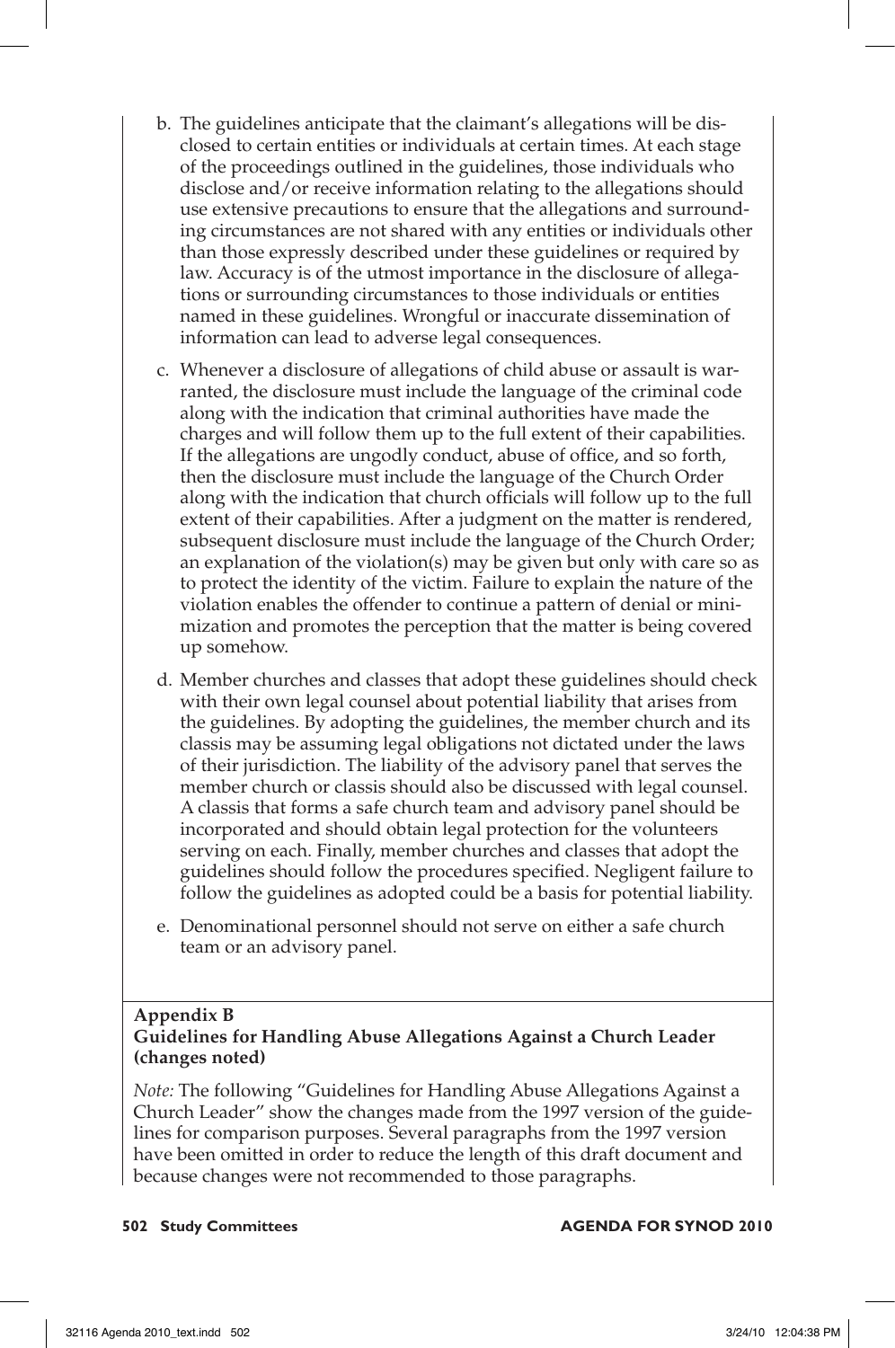b. The guidelines anticipate that the claimant's allegations will be disclosed to certain entities or individuals at certain times. At each stage of the proceedings outlined in the guidelines, those individuals who disclose and/or receive information relating to the allegations should use extensive precautions to ensure that the allegations and surrounding circumstances are not shared with any entities or individuals other than those expressly described under these guidelines or required by law. Accuracy is of the utmost importance in the disclosure of allegations or surrounding circumstances to those individuals or entities named in these guidelines. Wrongful or inaccurate dissemination of information can lead to adverse legal consequences.

c. Whenever a disclosure of allegations of child abuse or assault is warranted, the disclosure must include the language of the criminal code along with the indication that criminal authorities have made the charges and will follow them up to the full extent of their capabilities. If the allegations are ungodly conduct, abuse of office, and so forth, then the disclosure must include the language of the Church Order along with the indication that church officials will follow up to the full extent of their capabilities. After a judgment on the matter is rendered, subsequent disclosure must include the language of the Church Order; an explanation of the violation(s) may be given but only with care so as to protect the identity of the victim. Failure to explain the nature of the violation enables the offender to continue a pattern of denial or minimization and promotes the perception that the matter is being covered up somehow.

d. Member churches and classes that adopt these guidelines should check with their own legal counsel about potential liability that arises from the guidelines. By adopting the guidelines, the member church and its classis may be assuming legal obligations not dictated under the laws of their jurisdiction. The liability of the advisory panel that serves the member church or classis should also be discussed with legal counsel. A classis that forms a safe church team and advisory panel should be incorporated and should obtain legal protection for the volunteers serving on each. Finally, member churches and classes that adopt the guidelines should follow the procedures specified. Negligent failure to follow the guidelines as adopted could be a basis for potential liability.

e. Denominational personnel should not serve on either a safe church team or an advisory panel.

**Appendix B**
**Guidelines for Handling Abuse Allegations Against a Church Leader (changes noted)**

*Note:* The following "Guidelines for Handling Abuse Allegations Against a Church Leader" show the changes made from the 1997 version of the guidelines for comparison purposes. Several paragraphs from the 1997 version have been omitted in order to reduce the length of this draft document and because changes were not recommended to those paragraphs.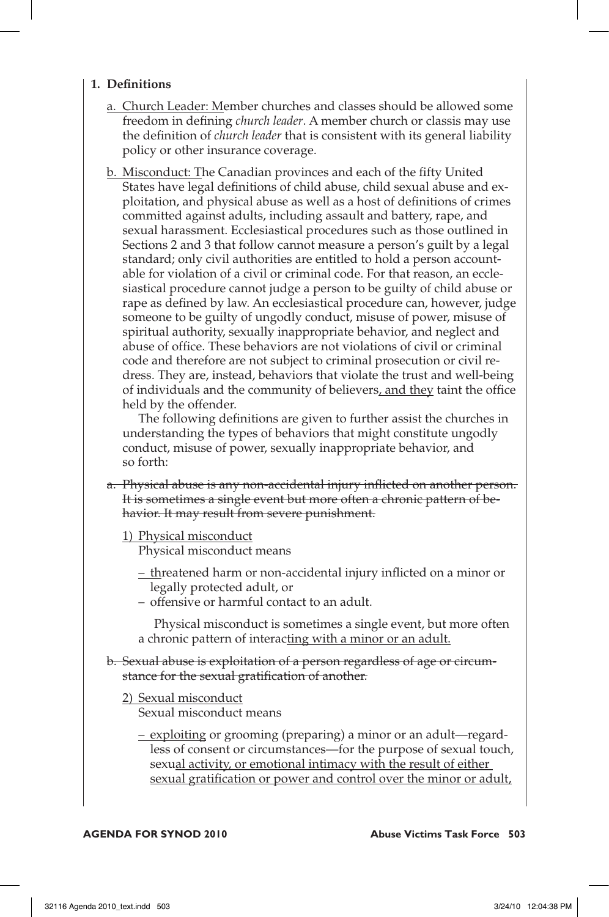**1. Definitions**

a. Church Leader: Member churches and classes should be allowed some freedom in defining *church leader*. A member church or classis may use the definition of *church leader* that is consistent with its general liability policy or other insurance coverage.

b. Misconduct: The Canadian provinces and each of the fifty United States have legal definitions of child abuse, child sexual abuse and exploitation, and physical abuse as well as a host of definitions of crimes committed against adults, including assault and battery, rape, and sexual harassment. Ecclesiastical procedures such as those outlined in Sections 2 and 3 that follow cannot measure a person's guilt by a legal standard; only civil authorities are entitled to hold a person accountable for violation of a civil or criminal code. For that reason, an ecclesiastical procedure cannot judge a person to be guilty of child abuse or rape as defined by law. An ecclesiastical procedure can, however, judge someone to be guilty of ungodly conduct, misuse of power, misuse of spiritual authority, sexually inappropriate behavior, and neglect and abuse of office. These behaviors are not violations of civil or criminal code and therefore are not subject to criminal prosecution or civil redress. They are, instead, behaviors that violate the trust and well-being of individuals and the community of believers, and they taint the office held by the offender.

The following definitions are given to further assist the churches in understanding the types of behaviors that might constitute ungodly conduct, misuse of power, sexually inappropriate behavior, and so forth:

~~a. Physical abuse is any non-accidental injury inflicted on another person. It is sometimes a single event but more often a chronic pattern of behavior. It may result from severe punishment.~~

1) Physical misconduct

Physical misconduct means

– threatened harm or non-accidental injury inflicted on a minor or legally protected adult, or
– offensive or harmful contact to an adult.

Physical misconduct is sometimes a single event, but more often a chronic pattern of interacting with a minor or an adult.

~~b. Sexual abuse is exploitation of a person regardless of age or circumstance for the sexual gratification of another.~~

2) Sexual misconduct

Sexual misconduct means

– exploiting or grooming (preparing) a minor or an adult—regardless of consent or circumstances—for the purpose of sexual touch, sexual activity, or emotional intimacy with the result of either sexual gratification or power and control over the minor or adult,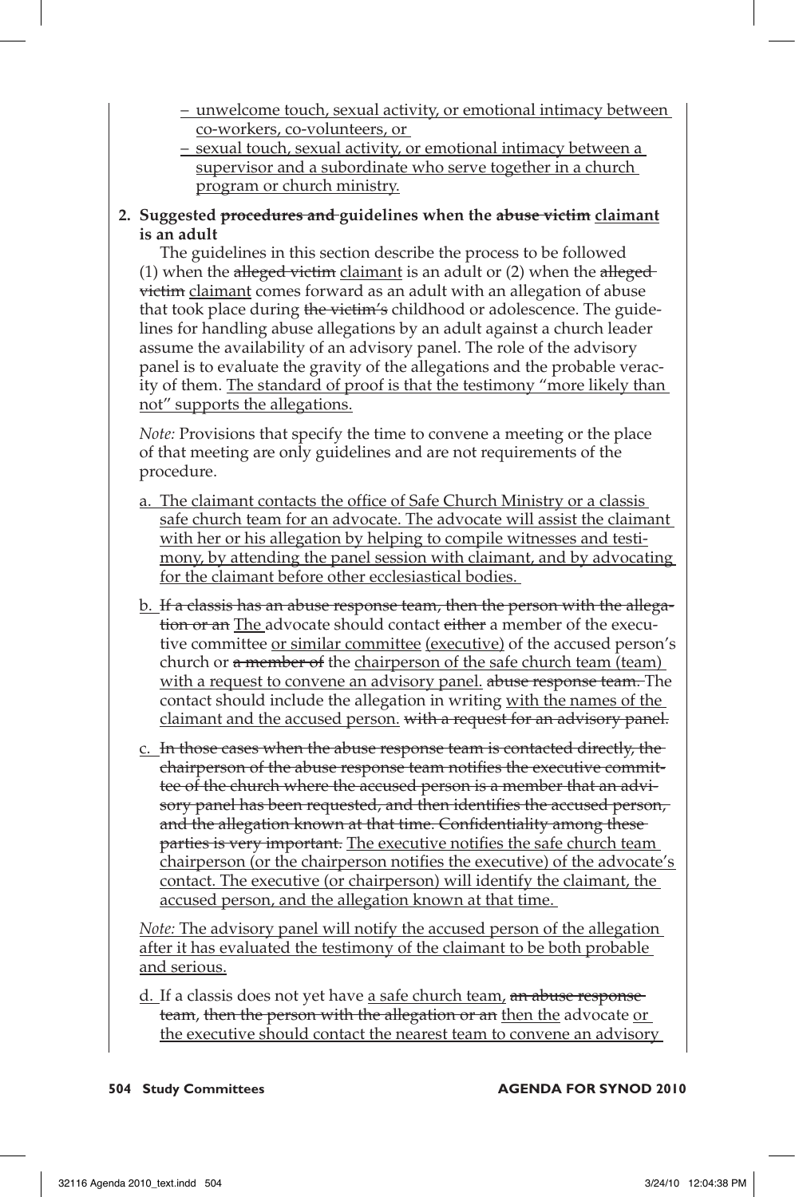<u>– unwelcome touch, sexual activity, or emotional intimacy between co-workers, co-volunteers, or</u>

<u>– sexual touch, sexual activity, or emotional intimacy between a supervisor and a subordinate who serve together in a church program or church ministry.</u>

**2. Suggested ~~procedures and~~ guidelines when the ~~abuse victim~~ <u>claimant</u> is an adult**

The guidelines in this section describe the process to be followed (1) when the ~~alleged victim~~ <u>claimant</u> is an adult or (2) when the ~~alleged victim~~ <u>claimant</u> comes forward as an adult with an allegation of abuse that took place during ~~the victim's~~ childhood or adolescence. The guidelines for handling abuse allegations by an adult against a church leader assume the availability of an advisory panel. The role of the advisory panel is to evaluate the gravity of the allegations and the probable veracity of them. <u>The standard of proof is that the testimony "more likely than not" supports the allegations.</u>

*Note:* Provisions that specify the time to convene a meeting or the place of that meeting are only guidelines and are not requirements of the procedure.

a. <u>The claimant contacts the office of Safe Church Ministry or a classis safe church team for an advocate. The advocate will assist the claimant with her or his allegation by helping to compile witnesses and testimony, by attending the panel session with claimant, and by advocating for the claimant before other ecclesiastical bodies.</u>

b. ~~If a classis has an abuse response team, then the person with the allegation or an~~ <u>The</u> advocate should contact ~~either~~ a member of the executive committee <u>or similar committee</u> <u>(executive)</u> of the accused person's church or ~~a member of~~ the <u>chairperson of the safe church team (team) with a request to convene an advisory panel.</u> ~~abuse response team.~~ The contact should include the allegation in writing <u>with the names of the claimant and the accused person.</u> ~~with a request for an advisory panel.~~

c. ~~In those cases when the abuse response team is contacted directly, the chairperson of the abuse response team notifies the executive committee of the church where the accused person is a member that an advisory panel has been requested, and then identifies the accused person, and the allegation known at that time. Confidentiality among these parties is very important.~~ <u>The executive notifies the safe church team chairperson (or the chairperson notifies the executive) of the advocate's contact. The executive (or chairperson) will identify the claimant, the accused person, and the allegation known at that time.</u>

<u>*Note:* The advisory panel will notify the accused person of the allegation after it has evaluated the testimony of the claimant to be both probable and serious.</u>

d. If a classis does not yet have <u>a safe church team,</u> ~~an abuse response team~~, ~~then the person with the allegation or an~~ <u>then the</u> advocate <u>or the executive should contact the nearest team to convene an advisory</u>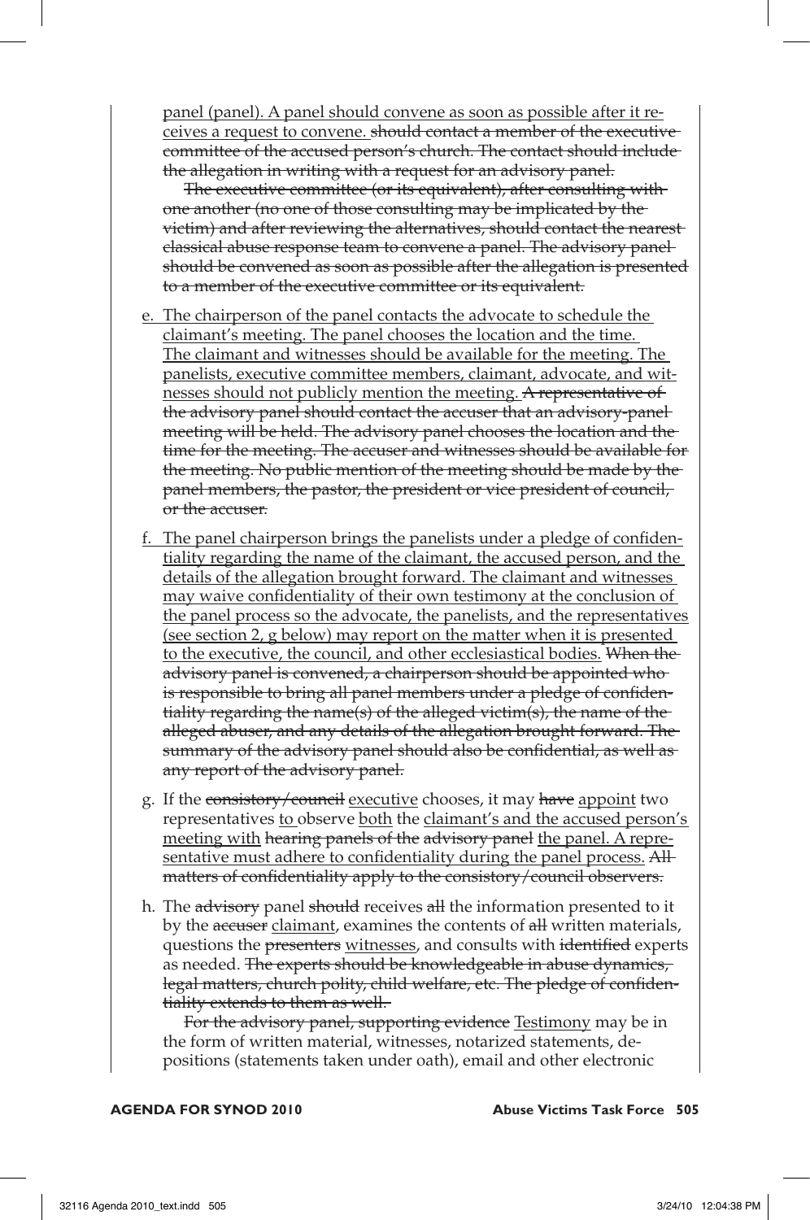panel (panel). A panel should convene as soon as possible after it receives a request to convene. ~~should contact a member of the executive committee of the accused person's church. The contact should include the allegation in writing with a request for an advisory panel.~~

~~The executive committee (or its equivalent), after consulting with one another (no one of those consulting may be implicated by the victim) and after reviewing the alternatives, should contact the nearest classical abuse response team to convene a panel. The advisory panel should be convened as soon as possible after the allegation is presented to a member of the executive committee or its equivalent.~~

e. The chairperson of the panel contacts the advocate to schedule the claimant's meeting. The panel chooses the location and the time. The claimant and witnesses should be available for the meeting. The panelists, executive committee members, claimant, advocate, and witnesses should not publicly mention the meeting. ~~A representative of the advisory panel should contact the accuser that an advisory-panel meeting will be held. The advisory panel chooses the location and the time for the meeting. The accuser and witnesses should be available for the meeting. No public mention of the meeting should be made by the panel members, the pastor, the president or vice president of council, or the accuser.~~

f. The panel chairperson brings the panelists under a pledge of confidentiality regarding the name of the claimant, the accused person, and the details of the allegation brought forward. The claimant and witnesses may waive confidentiality of their own testimony at the conclusion of the panel process so the advocate, the panelists, and the representatives (see section 2, g below) may report on the matter when it is presented to the executive, the council, and other ecclesiastical bodies. ~~When the advisory panel is convened, a chairperson should be appointed who is responsible to bring all panel members under a pledge of confidentiality regarding the name(s) of the alleged victim(s), the name of the alleged abuser, and any details of the allegation brought forward. The summary of the advisory panel should also be confidential, as well as any report of the advisory panel.~~

g. If the ~~consistory/council~~ executive chooses, it may ~~have~~ appoint two representatives to observe both the claimant's and the accused person's meeting with ~~hearing panels of the advisory panel~~ the panel. A representative must adhere to confidentiality during the panel process. ~~All matters of confidentiality apply to the consistory/council observers.~~

h. The ~~advisory~~ panel ~~should~~ receives ~~all~~ the information presented to it by the ~~accuser~~ claimant, examines the contents of ~~all~~ written materials, questions the ~~presenters~~ witnesses, and consults with ~~identified~~ experts as needed. ~~The experts should be knowledgeable in abuse dynamics, legal matters, church polity, child welfare, etc. The pledge of confidentiality extends to them as well.~~

~~For the advisory panel, supporting evidence~~ Testimony may be in the form of written material, witnesses, notarized statements, depositions (statements taken under oath), email and other electronic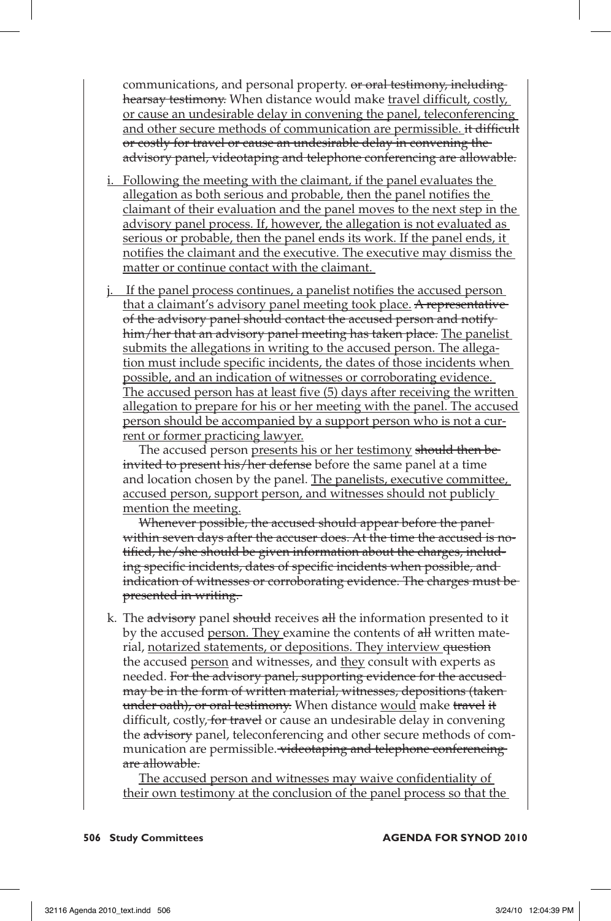communications, and personal property. ~~or oral testimony, including hearsay testimony.~~ When distance would make <u>travel difficult, costly, or cause an undesirable delay in convening the panel, teleconferencing and other secure methods of communication are permissible.</u> ~~it difficult or costly for travel or cause an undesirable delay in convening the advisory panel, videotaping and telephone conferencing are allowable.~~

i. <u>Following the meeting with the claimant, if the panel evaluates the allegation as both serious and probable, then the panel notifies the claimant of their evaluation and the panel moves to the next step in the advisory panel process. If, however, the allegation is not evaluated as serious or probable, then the panel ends its work. If the panel ends, it notifies the claimant and the executive. The executive may dismiss the matter or continue contact with the claimant.</u>

j. <u>If the panel process continues, a panelist notifies the accused person that a claimant's advisory panel meeting took place.</u> ~~A representative of the advisory panel should contact the accused person and notify him/her that an advisory panel meeting has taken place.~~ <u>The panelist submits the allegations in writing to the accused person. The allegation must include specific incidents, the dates of those incidents when possible, and an indication of witnesses or corroborating evidence. The accused person has at least five (5) days after receiving the written allegation to prepare for his or her meeting with the panel. The accused person should be accompanied by a support person who is not a current or former practicing lawyer.</u>

   The accused person <u>presents his or her testimony</u> ~~should then be invited to present his/her defense~~ before the same panel at a time and location chosen by the panel. <u>The panelists, executive committee, accused person, support person, and witnesses should not publicly mention the meeting.</u>

   ~~Whenever possible, the accused should appear before the panel within seven days after the accuser does. At the time the accused is notified, he/she should be given information about the charges, including specific incidents, dates of specific incidents when possible, and indication of witnesses or corroborating evidence. The charges must be presented in writing.~~

k. The ~~advisory~~ panel ~~should~~ receives ~~all~~ the information presented to it by the accused <u>person. They</u> examine the contents of ~~all~~ written material, <u>notarized statements, or depositions. They interview</u> ~~question~~ the accused <u>person</u> and witnesses, and <u>they</u> consult with experts as needed. ~~For the advisory panel, supporting evidence for the accused may be in the form of written material, witnesses, depositions (taken under oath), or oral testimony.~~ When distance <u>would</u> make ~~travel it~~ difficult, costly, ~~for travel~~ or cause an undesirable delay in convening the ~~advisory~~ panel, teleconferencing and other secure methods of communication are permissible. ~~videotaping and telephone conferencing are allowable.~~

   <u>The accused person and witnesses may waive confidentiality of their own testimony at the conclusion of the panel process so that the</u>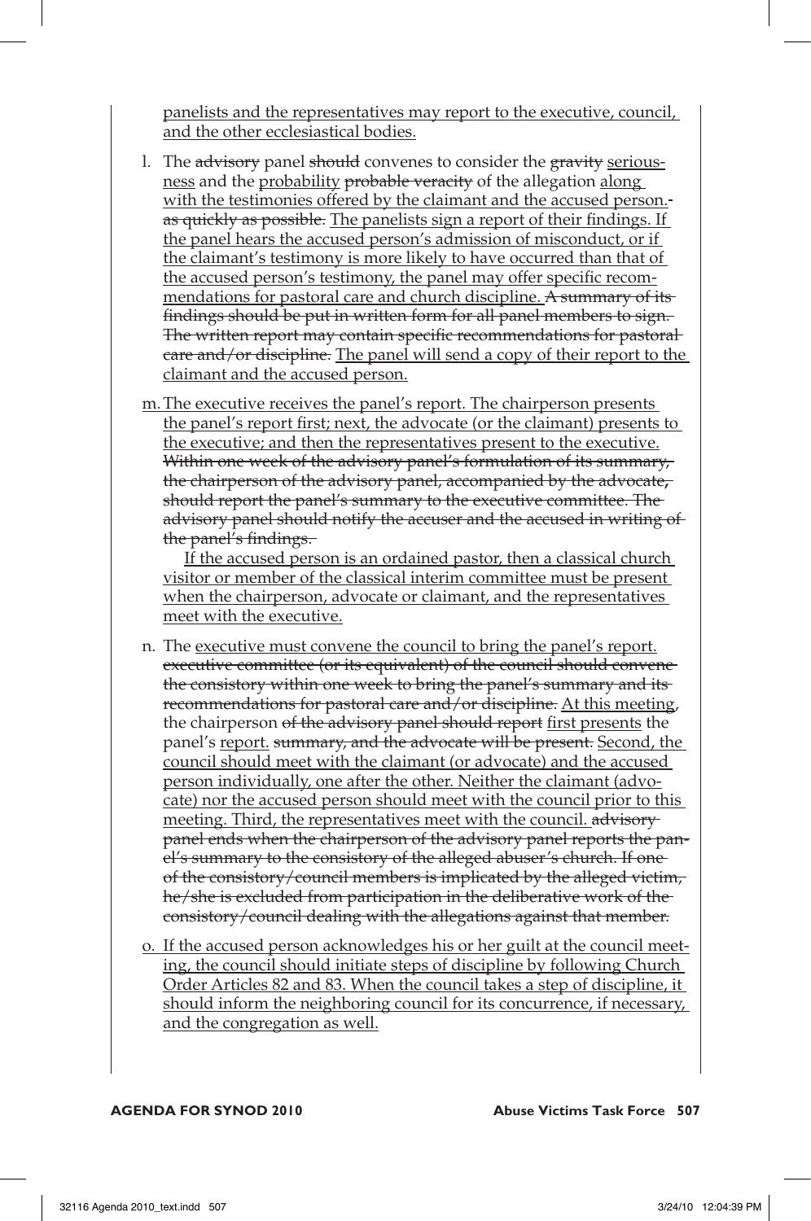panelists and the representatives may report to the executive, council, and the other ecclesiastical bodies.

l. The ~~advisory~~ panel ~~should~~ convenes to consider the ~~gravity~~ seriousness and the probability ~~probable veracity~~ of the allegation along with the testimonies offered by the claimant and the accused person. ~~as quickly as possible.~~ The panelists sign a report of their findings. If the panel hears the accused person's admission of misconduct, or if the claimant's testimony is more likely to have occurred than that of the accused person's testimony, the panel may offer specific recommendations for pastoral care and church discipline. ~~A summary of its findings should be put in written form for all panel members to sign. The written report may contain specific recommendations for pastoral care and/or discipline.~~ The panel will send a copy of their report to the claimant and the accused person.

m. The executive receives the panel's report. The chairperson presents the panel's report first; next, the advocate (or the claimant) presents to the executive; and then the representatives present to the executive. ~~Within one week of the advisory panel's formulation of its summary, the chairperson of the advisory panel, accompanied by the advocate, should report the panel's summary to the executive committee. The advisory panel should notify the accuser and the accused in writing of the panel's findings.~~

   If the accused person is an ordained pastor, then a classical church visitor or member of the classical interim committee must be present when the chairperson, advocate or claimant, and the representatives meet with the executive.

n. The executive must convene the council to bring the panel's report. ~~executive committee (or its equivalent) of the council should convene the consistory within one week to bring the panel's summary and its recommendations for pastoral care and/or discipline.~~ At this meeting, the chairperson ~~of the advisory panel should report~~ first presents the panel's report. ~~summary, and the advocate will be present.~~ Second, the council should meet with the claimant (or advocate) and the accused person individually, one after the other. Neither the claimant (advocate) nor the accused person should meet with the council prior to this meeting. Third, the representatives meet with the council. ~~advisory panel ends when the chairperson of the advisory panel reports the panel's summary to the consistory of the alleged abuser's church. If one of the consistory/council members is implicated by the alleged victim, he/she is excluded from participation in the deliberative work of the consistory/council dealing with the allegations against that member.~~

o. If the accused person acknowledges his or her guilt at the council meeting, the council should initiate steps of discipline by following Church Order Articles 82 and 83. When the council takes a step of discipline, it should inform the neighboring council for its concurrence, if necessary, and the congregation as well.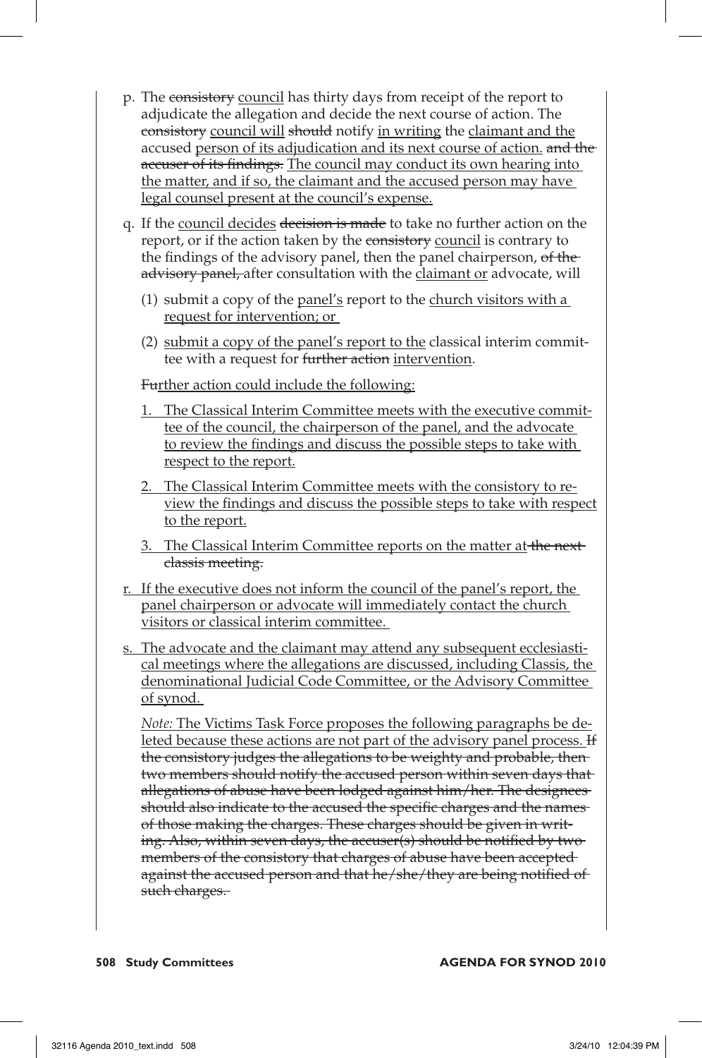p. The ~~consistory~~ <u>council</u> has thirty days from receipt of the report to adjudicate the allegation and decide the next course of action. The ~~consistory~~ <u>council will</u> ~~should~~ notify <u>in writing</u> the <u>claimant and the</u> accused <u>person of its adjudication and its next course of action.</u> ~~and the accuser of its findings.~~ <u>The council may conduct its own hearing into the matter, and if so, the claimant and the accused person may have legal counsel present at the council's expense.</u>

q. If the <u>council decides</u> ~~decision is made~~ to take no further action on the report, or if the action taken by the ~~consistory~~ <u>council</u> is contrary to the findings of the advisory panel, then the panel chairperson, ~~of the advisory panel,~~ after consultation with the <u>claimant or</u> advocate, will

   (1) submit a copy of the <u>panel's</u> report to the <u>church visitors with a request for intervention; or</u>

   (2) <u>submit a copy of the panel's report to the</u> classical interim committee with a request for ~~further action~~ <u>intervention</u>.

   ~~Fu~~<u>rther action could include the following:</u>

   <u>1. The Classical Interim Committee meets with the executive committee of the council, the chairperson of the panel, and the advocate to review the findings and discuss the possible steps to take with respect to the report.</u>

   <u>2. The Classical Interim Committee meets with the consistory to review the findings and discuss the possible steps to take with respect to the report.</u>

   <u>3. The Classical Interim Committee reports on the matter at</u> ~~the next classis meeting.~~

<u>r. If the executive does not inform the council of the panel's report, the panel chairperson or advocate will immediately contact the church visitors or classical interim committee.</u>

<u>s. The advocate and the claimant may attend any subsequent ecclesiastical meetings where the allegations are discussed, including Classis, the denominational Judicial Code Committee, or the Advisory Committee of synod.</u>

*Note:* <u>The Victims Task Force proposes the following paragraphs be deleted because these actions are not part of the advisory panel process.</u> ~~If the consistory judges the allegations to be weighty and probable, then two members should notify the accused person within seven days that allegations of abuse have been lodged against him/her. The designees should also indicate to the accused the specific charges and the names of those making the charges. These charges should be given in writing. Also, within seven days, the accuser(s) should be notified by two members of the consistory that charges of abuse have been accepted against the accused person and that he/she/they are being notified of such charges.~~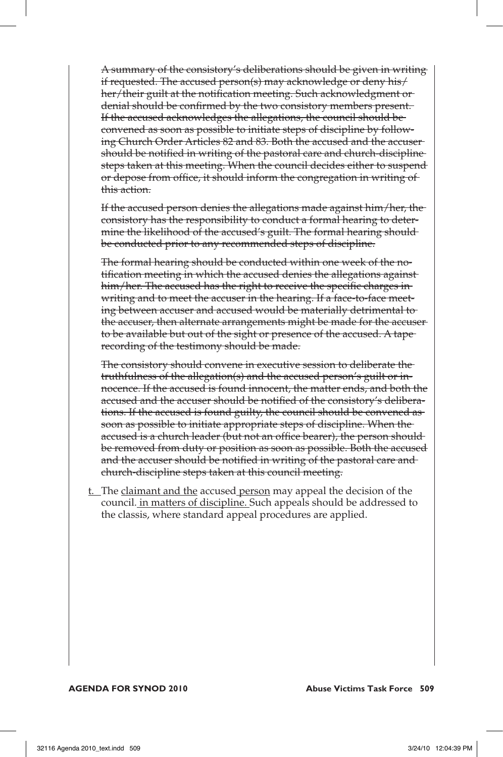~~A summary of the consistory's deliberations should be given in writing if requested. The accused person(s) may acknowledge or deny his/her/their guilt at the notification meeting. Such acknowledgment or denial should be confirmed by the two consistory members present. If the accused acknowledges the allegations, the council should be convened as soon as possible to initiate steps of discipline by following Church Order Articles 82 and 83. Both the accused and the accuser should be notified in writing of the pastoral care and church-discipline steps taken at this meeting. When the council decides either to suspend or depose from office, it should inform the congregation in writing of this action.~~

~~If the accused person denies the allegations made against him/her, the consistory has the responsibility to conduct a formal hearing to determine the likelihood of the accused's guilt. The formal hearing should be conducted prior to any recommended steps of discipline.~~

~~The formal hearing should be conducted within one week of the notification meeting in which the accused denies the allegations against him/her. The accused has the right to receive the specific charges in writing and to meet the accuser in the hearing. If a face-to-face meeting between accuser and accused would be materially detrimental to the accuser, then alternate arrangements might be made for the accuser to be available but out of the sight or presence of the accused. A tape recording of the testimony should be made.~~

~~The consistory should convene in executive session to deliberate the truthfulness of the allegation(s) and the accused person's guilt or innocence. If the accused is found innocent, the matter ends, and both the accused and the accuser should be notified of the consistory's deliberations. If the accused is found guilty, the council should be convened as soon as possible to initiate appropriate steps of discipline. When the accused is a church leader (but not an office bearer), the person should be removed from duty or position as soon as possible. Both the accused and the accuser should be notified in writing of the pastoral care and church-discipline steps taken at this council meeting.~~

<u>t.</u> The <u>claimant and the</u> accused <u>person</u> may appeal the decision of the council. <u>in matters of discipline.</u> Such appeals should be addressed to the classis, where standard appeal procedures are applied.